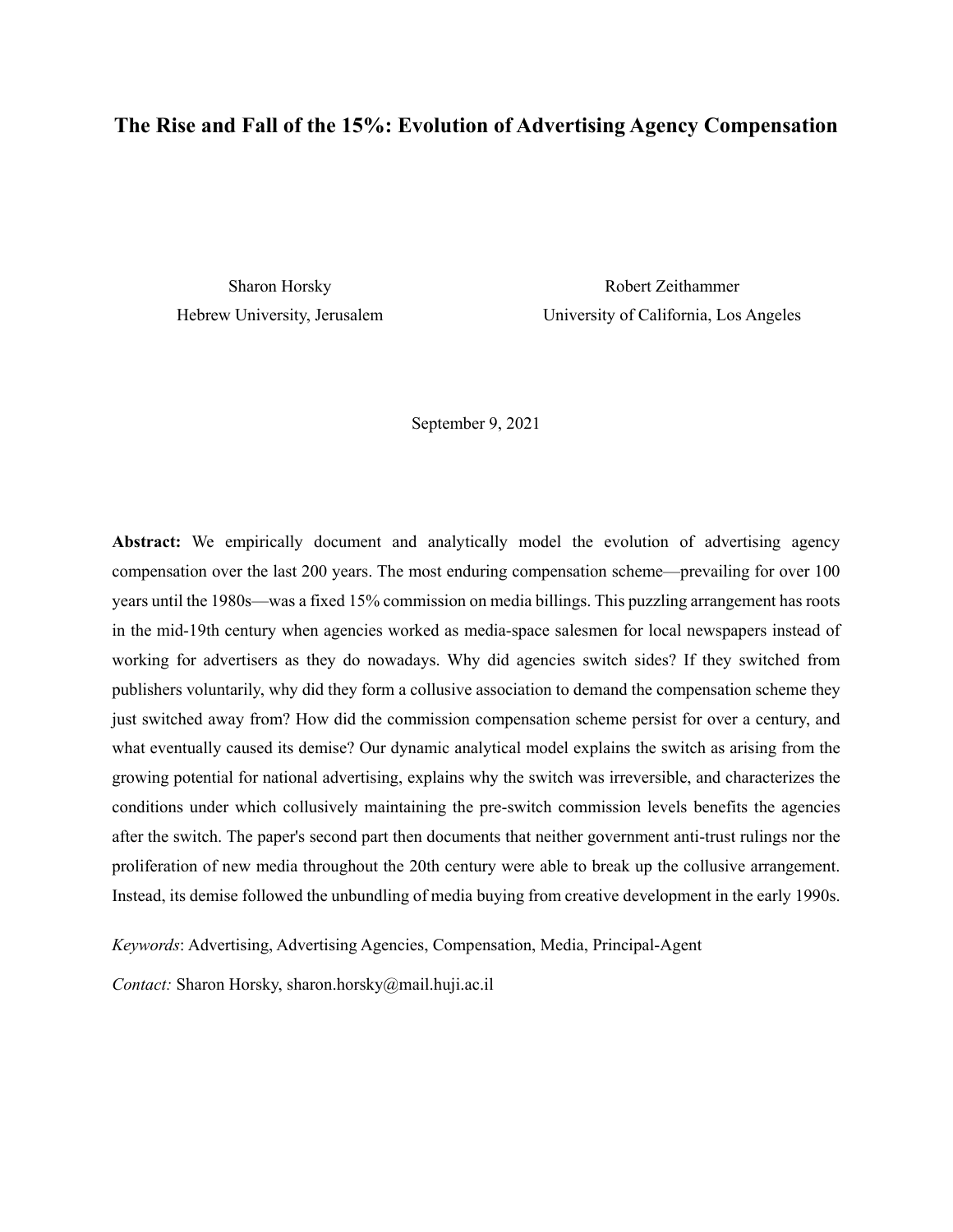# The Rise and Fall of the 15%: Evolution of Advertising Agency Compensation

Sharon Horsky
Hebrew University, Jerusalem

Robert Zeithammer
University of California, Los Angeles

September 9, 2021

**Abstract:** We empirically document and analytically model the evolution of advertising agency compensation over the last 200 years. The most enduring compensation scheme—prevailing for over 100 years until the 1980s—was a fixed 15% commission on media billings. This puzzling arrangement has roots in the mid-19th century when agencies worked as media-space salesmen for local newspapers instead of working for advertisers as they do nowadays. Why did agencies switch sides? If they switched from publishers voluntarily, why did they form a collusive association to demand the compensation scheme they just switched away from? How did the commission compensation scheme persist for over a century, and what eventually caused its demise? Our dynamic analytical model explains the switch as arising from the growing potential for national advertising, explains why the switch was irreversible, and characterizes the conditions under which collusively maintaining the pre-switch commission levels benefits the agencies after the switch. The paper's second part then documents that neither government anti-trust rulings nor the proliferation of new media throughout the 20th century were able to break up the collusive arrangement. Instead, its demise followed the unbundling of media buying from creative development in the early 1990s.

*Keywords*: Advertising, Advertising Agencies, Compensation, Media, Principal-Agent

*Contact:* Sharon Horsky, sharon.horsky@mail.huji.ac.il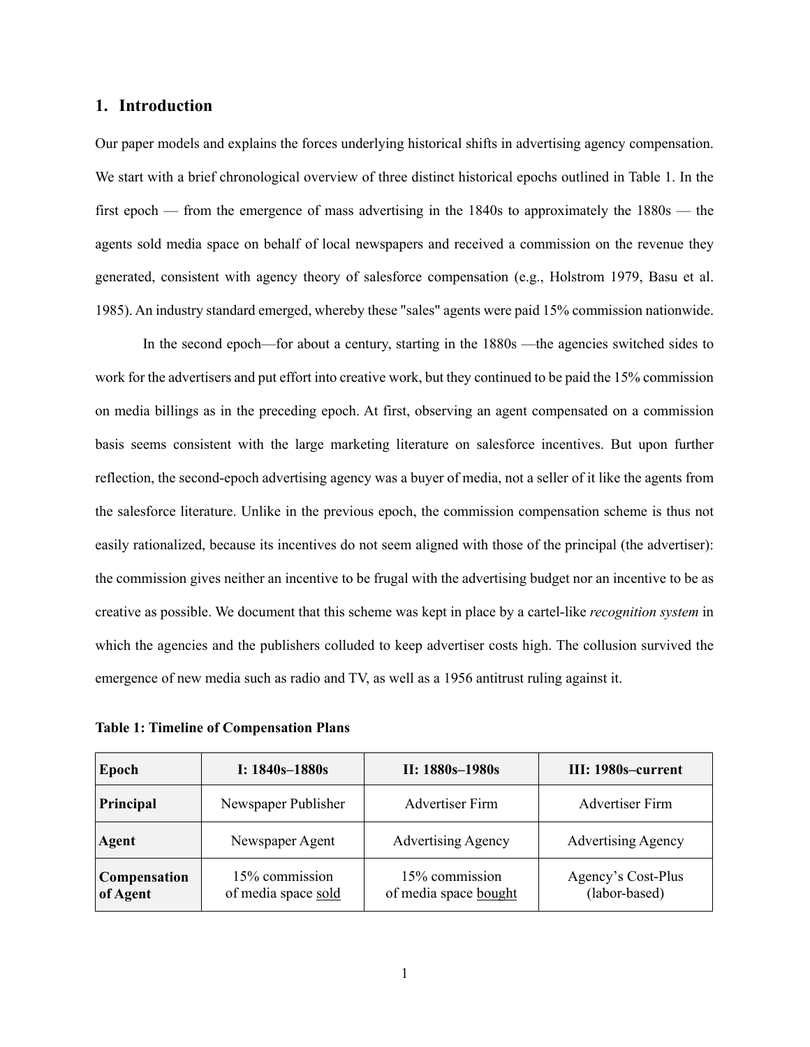## 1. Introduction

Our paper models and explains the forces underlying historical shifts in advertising agency compensation. We start with a brief chronological overview of three distinct historical epochs outlined in Table 1. In the first epoch — from the emergence of mass advertising in the 1840s to approximately the 1880s — the agents sold media space on behalf of local newspapers and received a commission on the revenue they generated, consistent with agency theory of salesforce compensation (e.g., Holstrom 1979, Basu et al. 1985). An industry standard emerged, whereby these "sales" agents were paid 15% commission nationwide.

In the second epoch—for about a century, starting in the 1880s —the agencies switched sides to work for the advertisers and put effort into creative work, but they continued to be paid the 15% commission on media billings as in the preceding epoch. At first, observing an agent compensated on a commission basis seems consistent with the large marketing literature on salesforce incentives. But upon further reflection, the second-epoch advertising agency was a buyer of media, not a seller of it like the agents from the salesforce literature. Unlike in the previous epoch, the commission compensation scheme is thus not easily rationalized, because its incentives do not seem aligned with those of the principal (the advertiser): the commission gives neither an incentive to be frugal with the advertising budget nor an incentive to be as creative as possible. We document that this scheme was kept in place by a cartel-like *recognition system* in which the agencies and the publishers colluded to keep advertiser costs high. The collusion survived the emergence of new media such as radio and TV, as well as a 1956 antitrust ruling against it.

**Table 1: Timeline of Compensation Plans**

| Epoch | I: 1840s–1880s | II: 1880s–1980s | III: 1980s–current |
|---|---|---|---|
| **Principal** | Newspaper Publisher | Advertiser Firm | Advertiser Firm |
| **Agent** | Newspaper Agent | Advertising Agency | Advertising Agency |
| **Compensation of Agent** | 15% commission of media space sold | 15% commission of media space bought | Agency's Cost-Plus (labor-based) |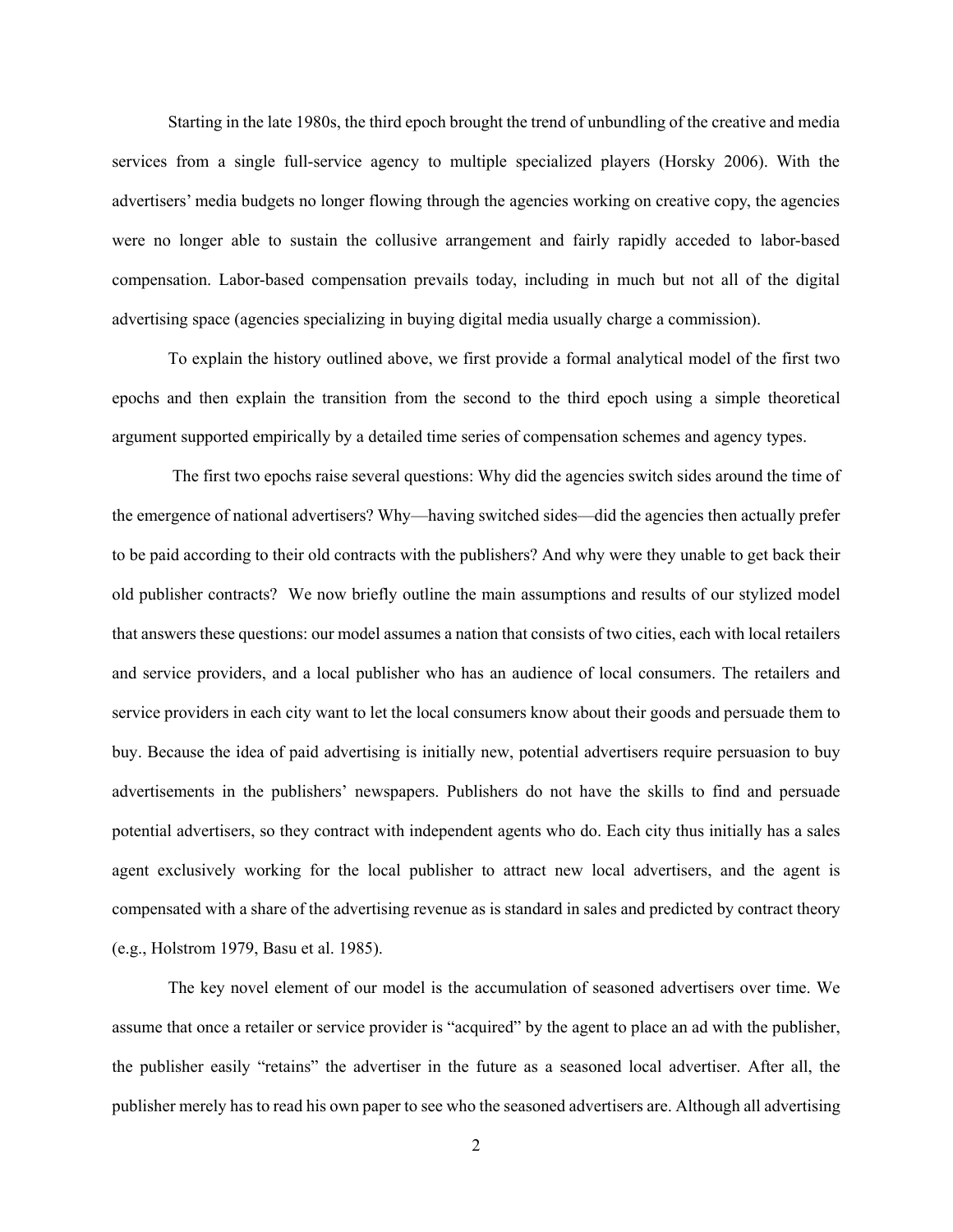Starting in the late 1980s, the third epoch brought the trend of unbundling of the creative and media services from a single full-service agency to multiple specialized players (Horsky 2006). With the advertisers' media budgets no longer flowing through the agencies working on creative copy, the agencies were no longer able to sustain the collusive arrangement and fairly rapidly acceded to labor-based compensation. Labor-based compensation prevails today, including in much but not all of the digital advertising space (agencies specializing in buying digital media usually charge a commission).

To explain the history outlined above, we first provide a formal analytical model of the first two epochs and then explain the transition from the second to the third epoch using a simple theoretical argument supported empirically by a detailed time series of compensation schemes and agency types.

The first two epochs raise several questions: Why did the agencies switch sides around the time of the emergence of national advertisers? Why—having switched sides—did the agencies then actually prefer to be paid according to their old contracts with the publishers? And why were they unable to get back their old publisher contracts? We now briefly outline the main assumptions and results of our stylized model that answers these questions: our model assumes a nation that consists of two cities, each with local retailers and service providers, and a local publisher who has an audience of local consumers. The retailers and service providers in each city want to let the local consumers know about their goods and persuade them to buy. Because the idea of paid advertising is initially new, potential advertisers require persuasion to buy advertisements in the publishers' newspapers. Publishers do not have the skills to find and persuade potential advertisers, so they contract with independent agents who do. Each city thus initially has a sales agent exclusively working for the local publisher to attract new local advertisers, and the agent is compensated with a share of the advertising revenue as is standard in sales and predicted by contract theory (e.g., Holstrom 1979, Basu et al. 1985).

The key novel element of our model is the accumulation of seasoned advertisers over time. We assume that once a retailer or service provider is "acquired" by the agent to place an ad with the publisher, the publisher easily "retains" the advertiser in the future as a seasoned local advertiser. After all, the publisher merely has to read his own paper to see who the seasoned advertisers are. Although all advertising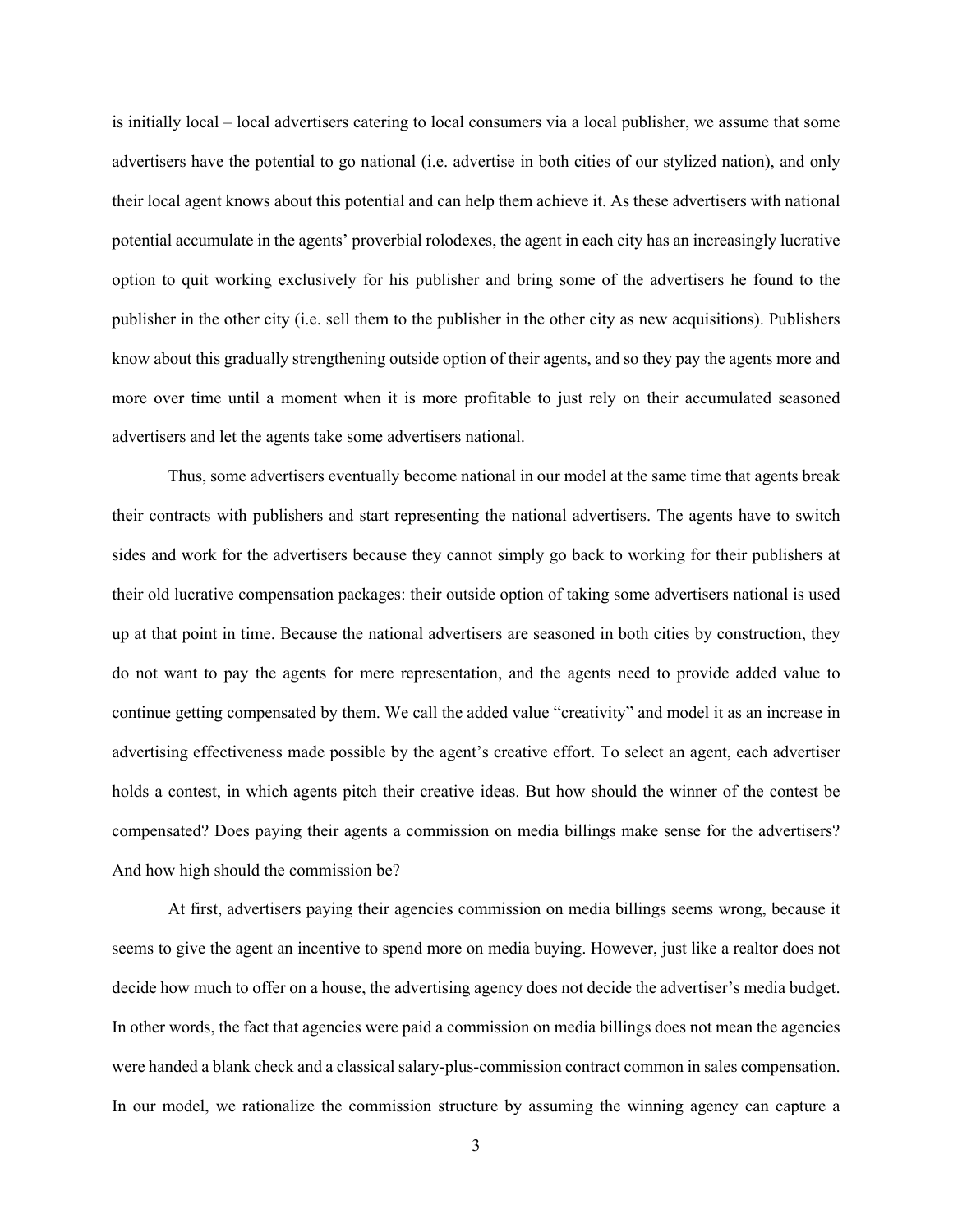is initially local – local advertisers catering to local consumers via a local publisher, we assume that some advertisers have the potential to go national (i.e. advertise in both cities of our stylized nation), and only their local agent knows about this potential and can help them achieve it. As these advertisers with national potential accumulate in the agents' proverbial rolodexes, the agent in each city has an increasingly lucrative option to quit working exclusively for his publisher and bring some of the advertisers he found to the publisher in the other city (i.e. sell them to the publisher in the other city as new acquisitions). Publishers know about this gradually strengthening outside option of their agents, and so they pay the agents more and more over time until a moment when it is more profitable to just rely on their accumulated seasoned advertisers and let the agents take some advertisers national.

Thus, some advertisers eventually become national in our model at the same time that agents break their contracts with publishers and start representing the national advertisers. The agents have to switch sides and work for the advertisers because they cannot simply go back to working for their publishers at their old lucrative compensation packages: their outside option of taking some advertisers national is used up at that point in time. Because the national advertisers are seasoned in both cities by construction, they do not want to pay the agents for mere representation, and the agents need to provide added value to continue getting compensated by them. We call the added value "creativity" and model it as an increase in advertising effectiveness made possible by the agent's creative effort. To select an agent, each advertiser holds a contest, in which agents pitch their creative ideas. But how should the winner of the contest be compensated? Does paying their agents a commission on media billings make sense for the advertisers? And how high should the commission be?

At first, advertisers paying their agencies commission on media billings seems wrong, because it seems to give the agent an incentive to spend more on media buying. However, just like a realtor does not decide how much to offer on a house, the advertising agency does not decide the advertiser's media budget. In other words, the fact that agencies were paid a commission on media billings does not mean the agencies were handed a blank check and a classical salary-plus-commission contract common in sales compensation. In our model, we rationalize the commission structure by assuming the winning agency can capture a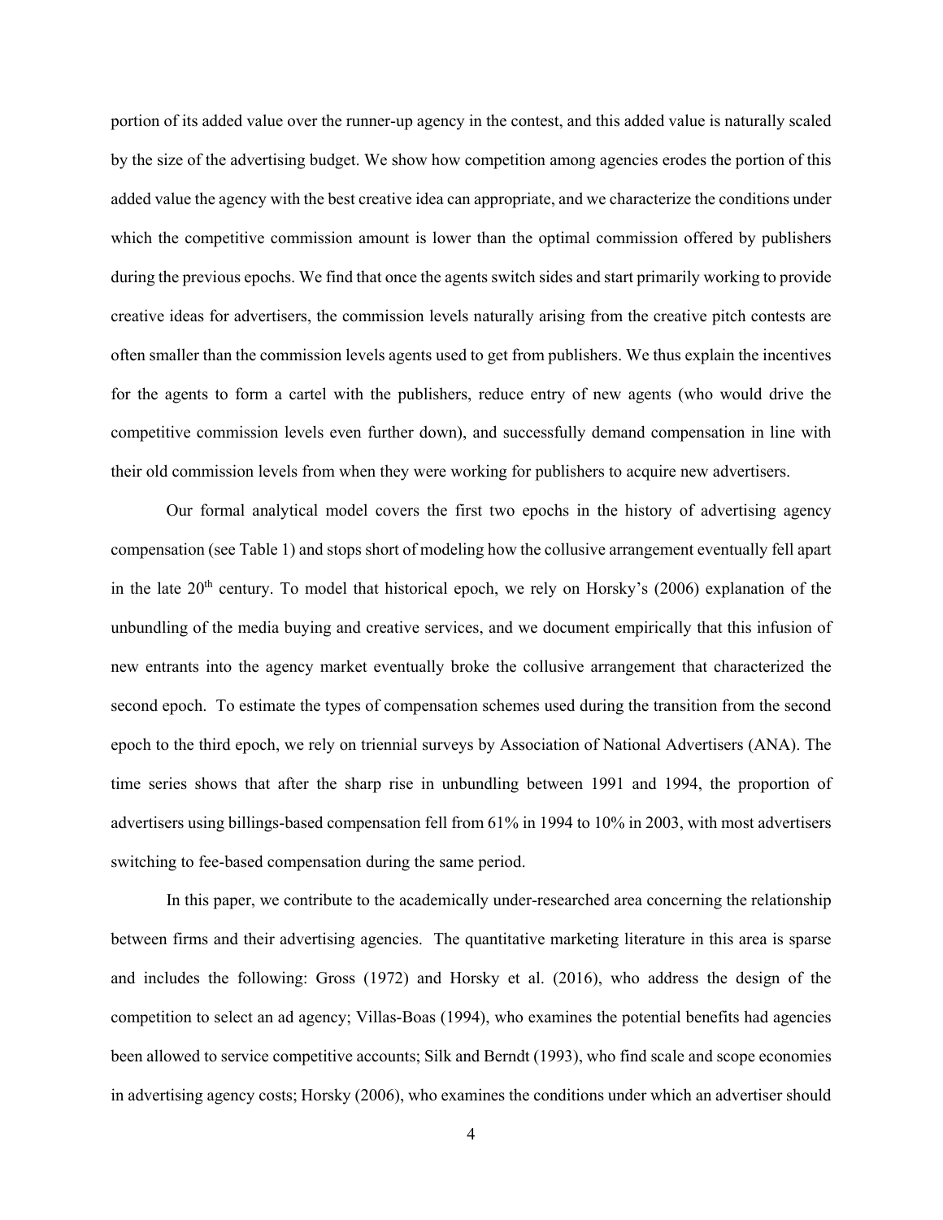portion of its added value over the runner-up agency in the contest, and this added value is naturally scaled by the size of the advertising budget. We show how competition among agencies erodes the portion of this added value the agency with the best creative idea can appropriate, and we characterize the conditions under which the competitive commission amount is lower than the optimal commission offered by publishers during the previous epochs. We find that once the agents switch sides and start primarily working to provide creative ideas for advertisers, the commission levels naturally arising from the creative pitch contests are often smaller than the commission levels agents used to get from publishers. We thus explain the incentives for the agents to form a cartel with the publishers, reduce entry of new agents (who would drive the competitive commission levels even further down), and successfully demand compensation in line with their old commission levels from when they were working for publishers to acquire new advertisers.

Our formal analytical model covers the first two epochs in the history of advertising agency compensation (see Table 1) and stops short of modeling how the collusive arrangement eventually fell apart in the late 20th century. To model that historical epoch, we rely on Horsky's (2006) explanation of the unbundling of the media buying and creative services, and we document empirically that this infusion of new entrants into the agency market eventually broke the collusive arrangement that characterized the second epoch. To estimate the types of compensation schemes used during the transition from the second epoch to the third epoch, we rely on triennial surveys by Association of National Advertisers (ANA). The time series shows that after the sharp rise in unbundling between 1991 and 1994, the proportion of advertisers using billings-based compensation fell from 61% in 1994 to 10% in 2003, with most advertisers switching to fee-based compensation during the same period.

In this paper, we contribute to the academically under-researched area concerning the relationship between firms and their advertising agencies. The quantitative marketing literature in this area is sparse and includes the following: Gross (1972) and Horsky et al. (2016), who address the design of the competition to select an ad agency; Villas-Boas (1994), who examines the potential benefits had agencies been allowed to service competitive accounts; Silk and Berndt (1993), who find scale and scope economies in advertising agency costs; Horsky (2006), who examines the conditions under which an advertiser should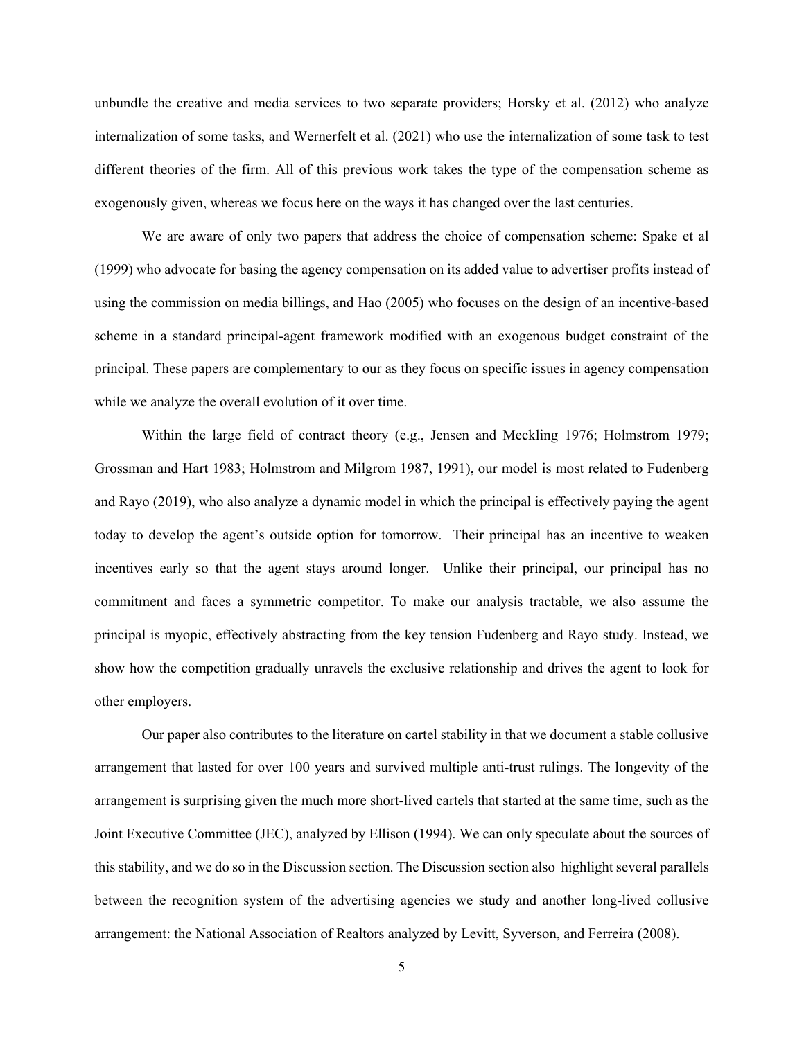unbundle the creative and media services to two separate providers; Horsky et al. (2012) who analyze internalization of some tasks, and Wernerfelt et al. (2021) who use the internalization of some task to test different theories of the firm. All of this previous work takes the type of the compensation scheme as exogenously given, whereas we focus here on the ways it has changed over the last centuries.

We are aware of only two papers that address the choice of compensation scheme: Spake et al (1999) who advocate for basing the agency compensation on its added value to advertiser profits instead of using the commission on media billings, and Hao (2005) who focuses on the design of an incentive-based scheme in a standard principal-agent framework modified with an exogenous budget constraint of the principal. These papers are complementary to our as they focus on specific issues in agency compensation while we analyze the overall evolution of it over time.

Within the large field of contract theory (e.g., Jensen and Meckling 1976; Holmstrom 1979; Grossman and Hart 1983; Holmstrom and Milgrom 1987, 1991), our model is most related to Fudenberg and Rayo (2019), who also analyze a dynamic model in which the principal is effectively paying the agent today to develop the agent's outside option for tomorrow. Their principal has an incentive to weaken incentives early so that the agent stays around longer. Unlike their principal, our principal has no commitment and faces a symmetric competitor. To make our analysis tractable, we also assume the principal is myopic, effectively abstracting from the key tension Fudenberg and Rayo study. Instead, we show how the competition gradually unravels the exclusive relationship and drives the agent to look for other employers.

Our paper also contributes to the literature on cartel stability in that we document a stable collusive arrangement that lasted for over 100 years and survived multiple anti-trust rulings. The longevity of the arrangement is surprising given the much more short-lived cartels that started at the same time, such as the Joint Executive Committee (JEC), analyzed by Ellison (1994). We can only speculate about the sources of this stability, and we do so in the Discussion section. The Discussion section also highlight several parallels between the recognition system of the advertising agencies we study and another long-lived collusive arrangement: the National Association of Realtors analyzed by Levitt, Syverson, and Ferreira (2008).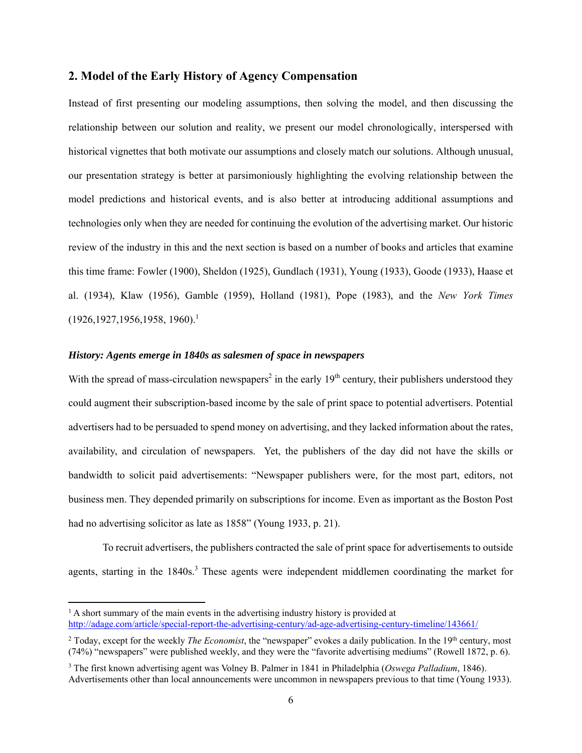## 2. Model of the Early History of Agency Compensation

Instead of first presenting our modeling assumptions, then solving the model, and then discussing the relationship between our solution and reality, we present our model chronologically, interspersed with historical vignettes that both motivate our assumptions and closely match our solutions. Although unusual, our presentation strategy is better at parsimoniously highlighting the evolving relationship between the model predictions and historical events, and is also better at introducing additional assumptions and technologies only when they are needed for continuing the evolution of the advertising market. Our historic review of the industry in this and the next section is based on a number of books and articles that examine this time frame: Fowler (1900), Sheldon (1925), Gundlach (1931), Young (1933), Goode (1933), Haase et al. (1934), Klaw (1956), Gamble (1959), Holland (1981), Pope (1983), and the *New York Times* (1926,1927,1956,1958, 1960).[1]

### *History: Agents emerge in 1840s as salesmen of space in newspapers*

With the spread of mass-circulation newspapers[2] in the early 19th century, their publishers understood they could augment their subscription-based income by the sale of print space to potential advertisers. Potential advertisers had to be persuaded to spend money on advertising, and they lacked information about the rates, availability, and circulation of newspapers. Yet, the publishers of the day did not have the skills or bandwidth to solicit paid advertisements: "Newspaper publishers were, for the most part, editors, not business men. They depended primarily on subscriptions for income. Even as important as the Boston Post had no advertising solicitor as late as 1858" (Young 1933, p. 21).

To recruit advertisers, the publishers contracted the sale of print space for advertisements to outside agents, starting in the 1840s.[3] These agents were independent middlemen coordinating the market for

---

[1] A short summary of the main events in the advertising industry history is provided at http://adage.com/article/special-report-the-advertising-century/ad-age-advertising-century-timeline/143661/

[2] Today, except for the weekly *The Economist*, the "newspaper" evokes a daily publication. In the 19th century, most (74%) "newspapers" were published weekly, and they were the "favorite advertising mediums" (Rowell 1872, p. 6).

[3] The first known advertising agent was Volney B. Palmer in 1841 in Philadelphia (*Oswega Palladium*, 1846). Advertisements other than local announcements were uncommon in newspapers previous to that time (Young 1933).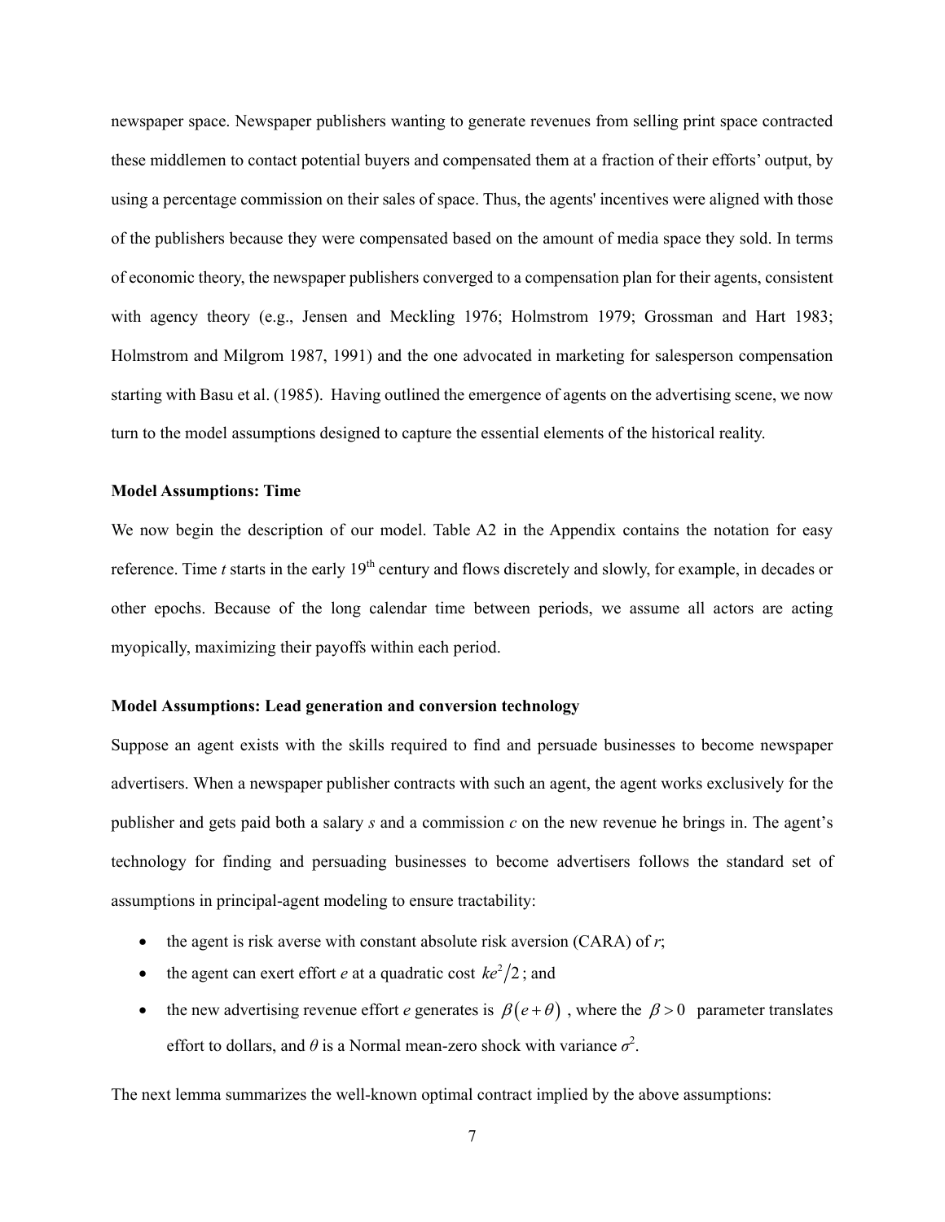newspaper space. Newspaper publishers wanting to generate revenues from selling print space contracted these middlemen to contact potential buyers and compensated them at a fraction of their efforts' output, by using a percentage commission on their sales of space. Thus, the agents' incentives were aligned with those of the publishers because they were compensated based on the amount of media space they sold. In terms of economic theory, the newspaper publishers converged to a compensation plan for their agents, consistent with agency theory (e.g., Jensen and Meckling 1976; Holmstrom 1979; Grossman and Hart 1983; Holmstrom and Milgrom 1987, 1991) and the one advocated in marketing for salesperson compensation starting with Basu et al. (1985). Having outlined the emergence of agents on the advertising scene, we now turn to the model assumptions designed to capture the essential elements of the historical reality.

**Model Assumptions: Time**

We now begin the description of our model. Table A2 in the Appendix contains the notation for easy reference. Time $t$ starts in the early 19th century and flows discretely and slowly, for example, in decades or other epochs. Because of the long calendar time between periods, we assume all actors are acting myopically, maximizing their payoffs within each period.

**Model Assumptions: Lead generation and conversion technology**

Suppose an agent exists with the skills required to find and persuade businesses to become newspaper advertisers. When a newspaper publisher contracts with such an agent, the agent works exclusively for the publisher and gets paid both a salary $s$ and a commission $c$ on the new revenue he brings in. The agent's technology for finding and persuading businesses to become advertisers follows the standard set of assumptions in principal-agent modeling to ensure tractability:

- the agent is risk averse with constant absolute risk aversion (CARA) of $r$;
- the agent can exert effort $e$ at a quadratic cost $ke^2/2$; and
- the new advertising revenue effort $e$ generates is $\beta(e+\theta)$, where the $\beta > 0$ parameter translates effort to dollars, and $\theta$ is a Normal mean-zero shock with variance $\sigma^2$.

The next lemma summarizes the well-known optimal contract implied by the above assumptions: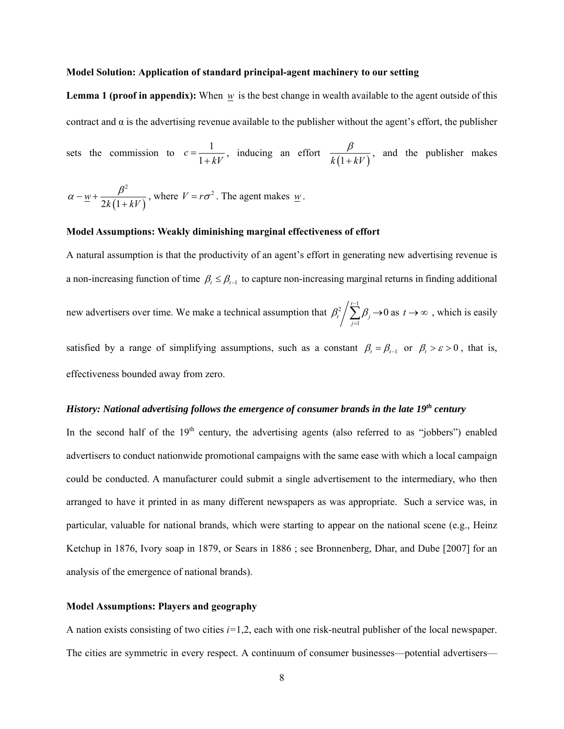**Model Solution: Application of standard principal-agent machinery to our setting**

**Lemma 1 (proof in appendix):** When $\underline{w}$ is the best change in wealth available to the agent outside of this contract and α is the advertising revenue available to the publisher without the agent's effort, the publisher sets the commission to $c = \frac{1}{1+kV}$, inducing an effort $\frac{\beta}{k(1+kV)}$, and the publisher makes $\alpha - \underline{w} + \frac{\beta^2}{2k(1+kV)}$, where $V = r\sigma^2$. The agent makes $\underline{w}$.

**Model Assumptions: Weakly diminishing marginal effectiveness of effort**

A natural assumption is that the productivity of an agent's effort in generating new advertising revenue is a non-increasing function of time $\beta_t \leq \beta_{t-1}$ to capture non-increasing marginal returns in finding additional new advertisers over time. We make a technical assumption that $\beta_t^2 \Big/ \sum_{j=1}^{t-1} \beta_j \to 0$ as $t \to \infty$, which is easily satisfied by a range of simplifying assumptions, such as a constant $\beta_t = \beta_{t-1}$ or $\beta_t > \varepsilon > 0$, that is, effectiveness bounded away from zero.

***History: National advertising follows the emergence of consumer brands in the late 19th century***

In the second half of the 19th century, the advertising agents (also referred to as "jobbers") enabled advertisers to conduct nationwide promotional campaigns with the same ease with which a local campaign could be conducted. A manufacturer could submit a single advertisement to the intermediary, who then arranged to have it printed in as many different newspapers as was appropriate. Such a service was, in particular, valuable for national brands, which were starting to appear on the national scene (e.g., Heinz Ketchup in 1876, Ivory soap in 1879, or Sears in 1886 ; see Bronnenberg, Dhar, and Dube [2007] for an analysis of the emergence of national brands).

**Model Assumptions: Players and geography**

A nation exists consisting of two cities $i$=1,2, each with one risk-neutral publisher of the local newspaper. The cities are symmetric in every respect. A continuum of consumer businesses—potential advertisers—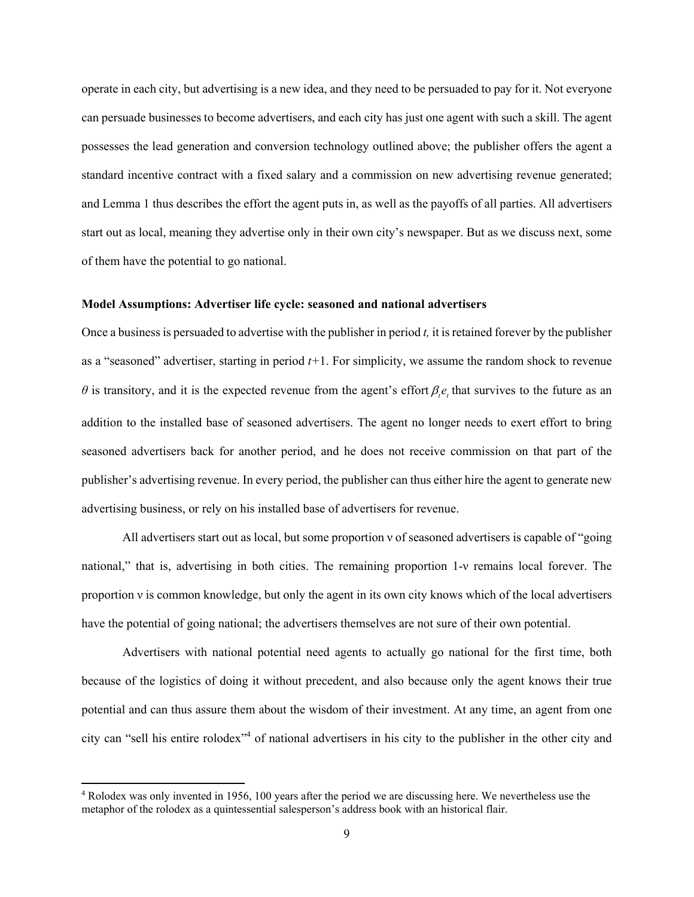operate in each city, but advertising is a new idea, and they need to be persuaded to pay for it. Not everyone can persuade businesses to become advertisers, and each city has just one agent with such a skill. The agent possesses the lead generation and conversion technology outlined above; the publisher offers the agent a standard incentive contract with a fixed salary and a commission on new advertising revenue generated; and Lemma 1 thus describes the effort the agent puts in, as well as the payoffs of all parties. All advertisers start out as local, meaning they advertise only in their own city's newspaper. But as we discuss next, some of them have the potential to go national.

**Model Assumptions: Advertiser life cycle: seasoned and national advertisers**

Once a business is persuaded to advertise with the publisher in period $t$, it is retained forever by the publisher as a "seasoned" advertiser, starting in period $t+1$. For simplicity, we assume the random shock to revenue $\theta$ is transitory, and it is the expected revenue from the agent's effort $\beta_t e_t$ that survives to the future as an addition to the installed base of seasoned advertisers. The agent no longer needs to exert effort to bring seasoned advertisers back for another period, and he does not receive commission on that part of the publisher's advertising revenue. In every period, the publisher can thus either hire the agent to generate new advertising business, or rely on his installed base of advertisers for revenue.

All advertisers start out as local, but some proportion $\nu$ of seasoned advertisers is capable of "going national," that is, advertising in both cities. The remaining proportion $1-\nu$ remains local forever. The proportion $\nu$ is common knowledge, but only the agent in its own city knows which of the local advertisers have the potential of going national; the advertisers themselves are not sure of their own potential.

Advertisers with national potential need agents to actually go national for the first time, both because of the logistics of doing it without precedent, and also because only the agent knows their true potential and can thus assure them about the wisdom of their investment. At any time, an agent from one city can "sell his entire rolodex"[4] of national advertisers in his city to the publisher in the other city and

[4] Rolodex was only invented in 1956, 100 years after the period we are discussing here. We nevertheless use the metaphor of the rolodex as a quintessential salesperson's address book with an historical flair.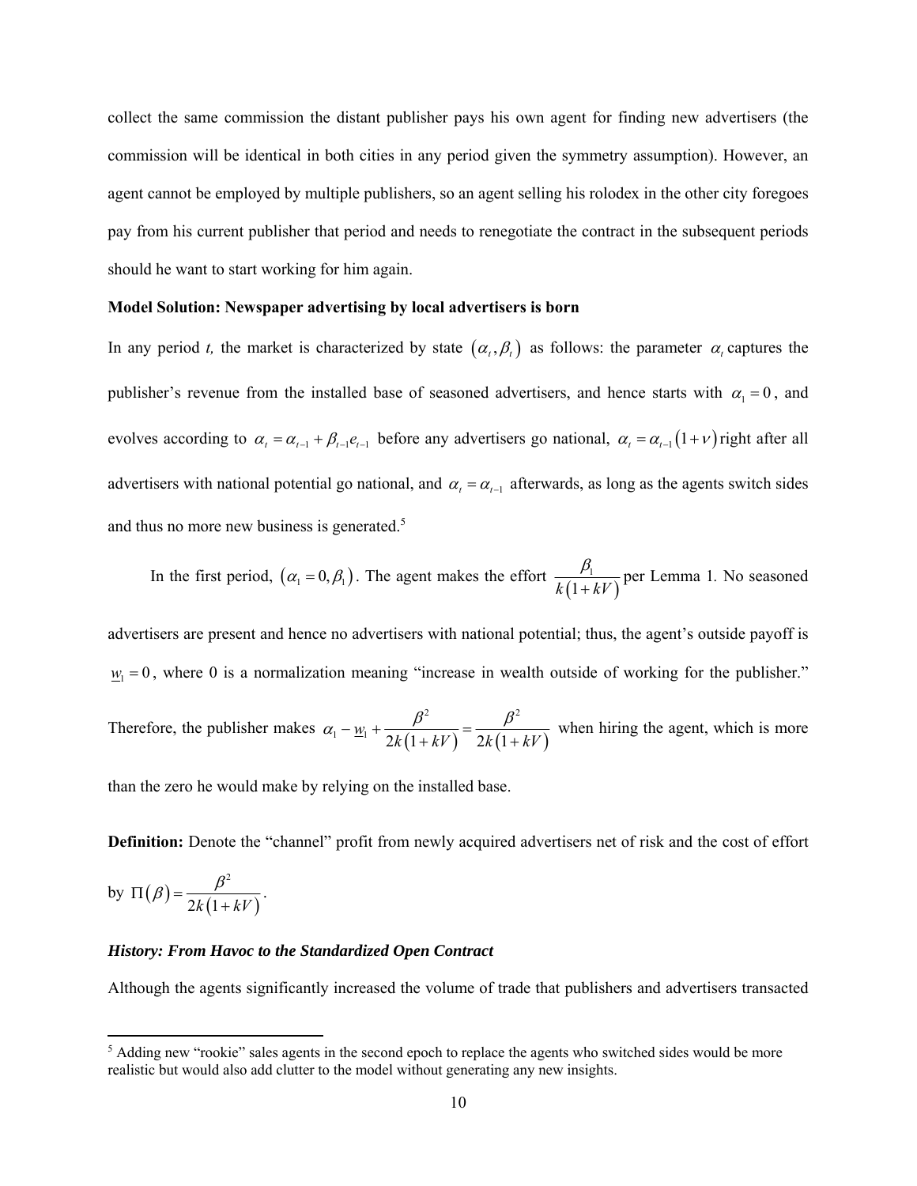collect the same commission the distant publisher pays his own agent for finding new advertisers (the commission will be identical in both cities in any period given the symmetry assumption). However, an agent cannot be employed by multiple publishers, so an agent selling his rolodex in the other city foregoes pay from his current publisher that period and needs to renegotiate the contract in the subsequent periods should he want to start working for him again.

**Model Solution: Newspaper advertising by local advertisers is born**

In any period *t,* the market is characterized by state $(\alpha_t, \beta_t)$ as follows: the parameter $\alpha_t$ captures the publisher's revenue from the installed base of seasoned advertisers, and hence starts with $\alpha_1 = 0$, and evolves according to $\alpha_t = \alpha_{t-1} + \beta_{t-1}e_{t-1}$ before any advertisers go national, $\alpha_t = \alpha_{t-1}(1+\nu)$ right after all advertisers with national potential go national, and $\alpha_t = \alpha_{t-1}$ afterwards, as long as the agents switch sides and thus no more new business is generated.[5]

In the first period, $(\alpha_1 = 0, \beta_1)$. The agent makes the effort $\dfrac{\beta_1}{k(1+kV)}$ per Lemma 1. No seasoned advertisers are present and hence no advertisers with national potential; thus, the agent's outside payoff is $\underline{w}_1 = 0$, where 0 is a normalization meaning "increase in wealth outside of working for the publisher." Therefore, the publisher makes $\alpha_1 - \underline{w}_1 + \dfrac{\beta^2}{2k(1+kV)} = \dfrac{\beta^2}{2k(1+kV)}$ when hiring the agent, which is more than the zero he would make by relying on the installed base.

**Definition:** Denote the "channel" profit from newly acquired advertisers net of risk and the cost of effort by $\Pi(\beta) = \dfrac{\beta^2}{2k(1+kV)}$.

***History: From Havoc to the Standardized Open Contract***

Although the agents significantly increased the volume of trade that publishers and advertisers transacted

[5] Adding new "rookie" sales agents in the second epoch to replace the agents who switched sides would be more realistic but would also add clutter to the model without generating any new insights.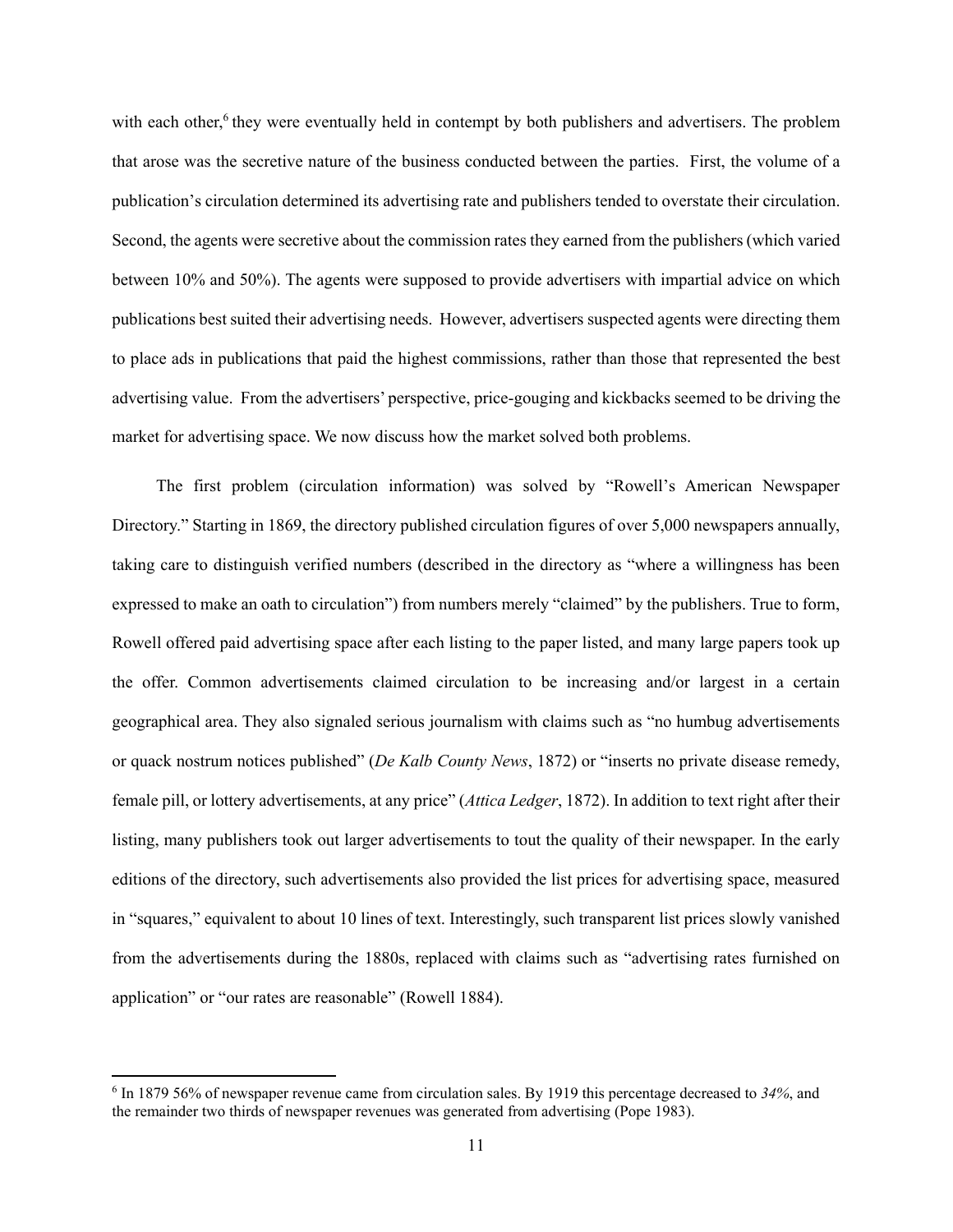with each other,[6] they were eventually held in contempt by both publishers and advertisers. The problem that arose was the secretive nature of the business conducted between the parties. First, the volume of a publication's circulation determined its advertising rate and publishers tended to overstate their circulation. Second, the agents were secretive about the commission rates they earned from the publishers (which varied between 10% and 50%). The agents were supposed to provide advertisers with impartial advice on which publications best suited their advertising needs. However, advertisers suspected agents were directing them to place ads in publications that paid the highest commissions, rather than those that represented the best advertising value. From the advertisers' perspective, price-gouging and kickbacks seemed to be driving the market for advertising space. We now discuss how the market solved both problems.

The first problem (circulation information) was solved by "Rowell's American Newspaper Directory." Starting in 1869, the directory published circulation figures of over 5,000 newspapers annually, taking care to distinguish verified numbers (described in the directory as "where a willingness has been expressed to make an oath to circulation") from numbers merely "claimed" by the publishers. True to form, Rowell offered paid advertising space after each listing to the paper listed, and many large papers took up the offer. Common advertisements claimed circulation to be increasing and/or largest in a certain geographical area. They also signaled serious journalism with claims such as "no humbug advertisements or quack nostrum notices published" (*De Kalb County News*, 1872) or "inserts no private disease remedy, female pill, or lottery advertisements, at any price" (*Attica Ledger*, 1872). In addition to text right after their listing, many publishers took out larger advertisements to tout the quality of their newspaper. In the early editions of the directory, such advertisements also provided the list prices for advertising space, measured in "squares," equivalent to about 10 lines of text. Interestingly, such transparent list prices slowly vanished from the advertisements during the 1880s, replaced with claims such as "advertising rates furnished on application" or "our rates are reasonable" (Rowell 1884).

---

[6] In 1879 56% of newspaper revenue came from circulation sales. By 1919 this percentage decreased to *34%*, and the remainder two thirds of newspaper revenues was generated from advertising (Pope 1983).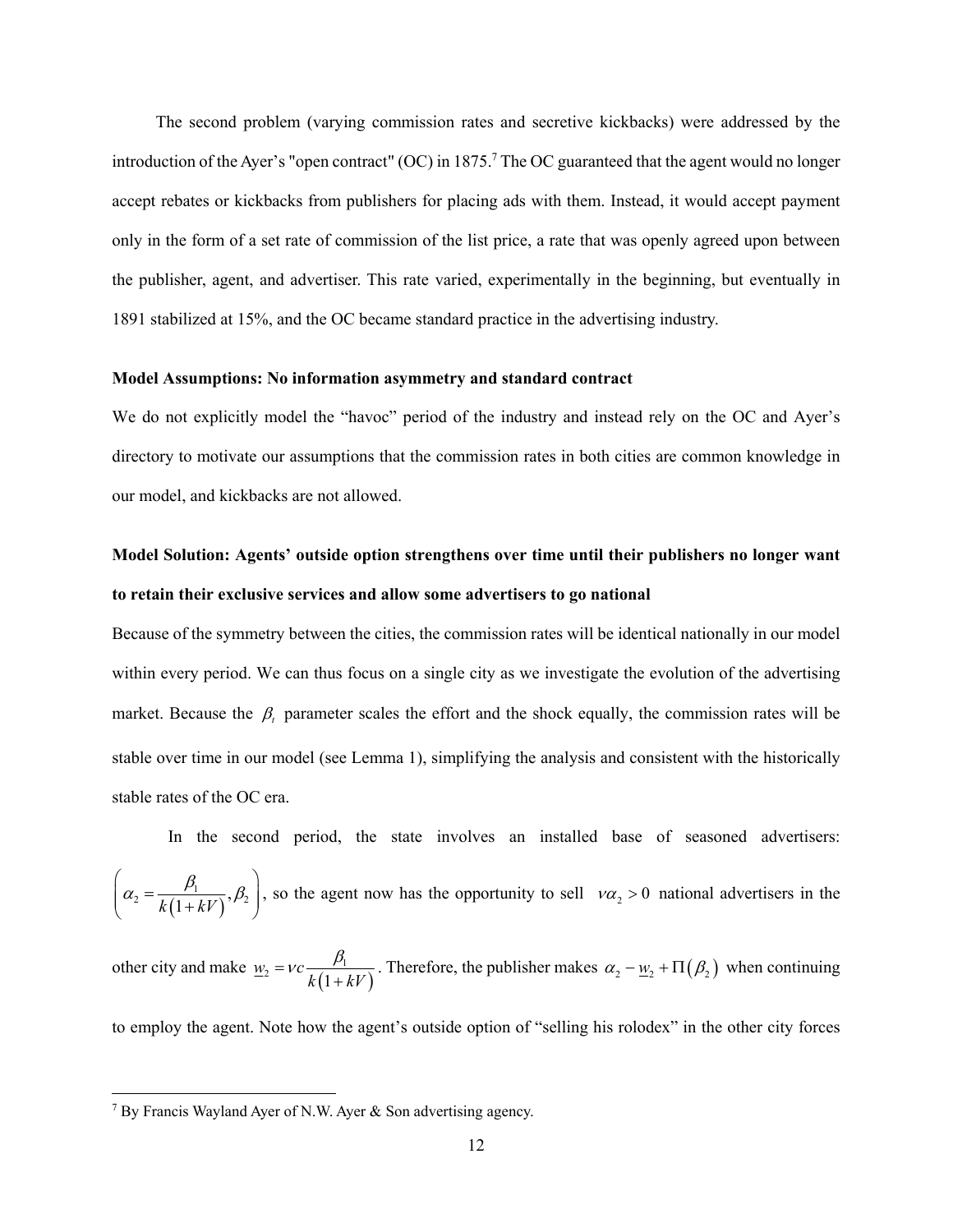The second problem (varying commission rates and secretive kickbacks) were addressed by the introduction of the Ayer's "open contract" (OC) in 1875.[7] The OC guaranteed that the agent would no longer accept rebates or kickbacks from publishers for placing ads with them. Instead, it would accept payment only in the form of a set rate of commission of the list price, a rate that was openly agreed upon between the publisher, agent, and advertiser. This rate varied, experimentally in the beginning, but eventually in 1891 stabilized at 15%, and the OC became standard practice in the advertising industry.

**Model Assumptions: No information asymmetry and standard contract**

We do not explicitly model the "havoc" period of the industry and instead rely on the OC and Ayer's directory to motivate our assumptions that the commission rates in both cities are common knowledge in our model, and kickbacks are not allowed.

**Model Solution: Agents' outside option strengthens over time until their publishers no longer want to retain their exclusive services and allow some advertisers to go national**

Because of the symmetry between the cities, the commission rates will be identical nationally in our model within every period. We can thus focus on a single city as we investigate the evolution of the advertising market. Because the $\beta_t$ parameter scales the effort and the shock equally, the commission rates will be stable over time in our model (see Lemma 1), simplifying the analysis and consistent with the historically stable rates of the OC era.

In the second period, the state involves an installed base of seasoned advertisers: $\left(\alpha_2 = \dfrac{\beta_1}{k(1+kV)}, \beta_2\right)$, so the agent now has the opportunity to sell $v\alpha_2 > 0$ national advertisers in the other city and make $\underline{w}_2 = vc\dfrac{\beta_1}{k(1+kV)}$. Therefore, the publisher makes $\alpha_2 - \underline{w}_2 + \Pi(\beta_2)$ when continuing to employ the agent. Note how the agent's outside option of "selling his rolodex" in the other city forces

[7] By Francis Wayland Ayer of N.W. Ayer & Son advertising agency.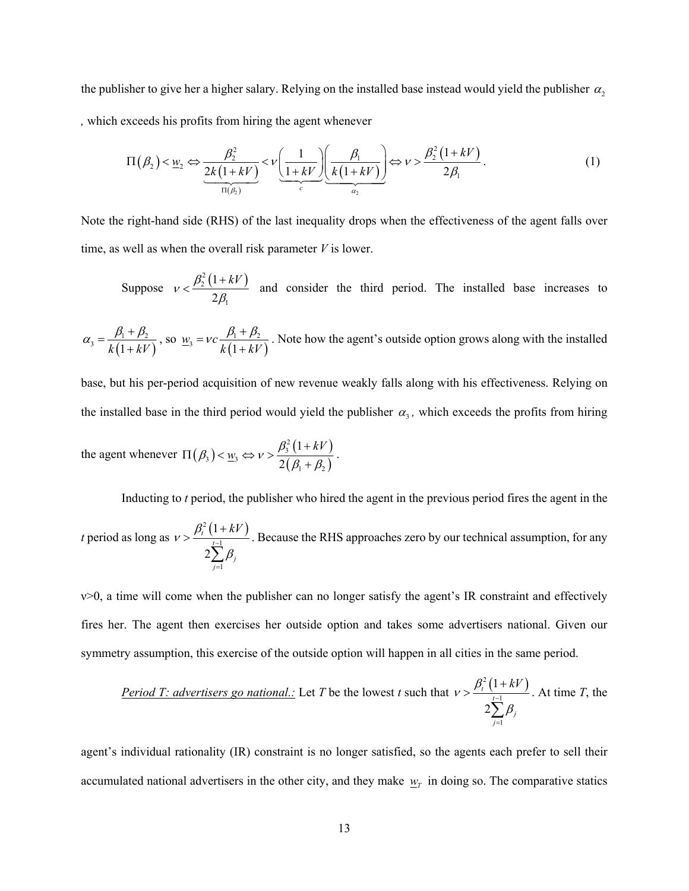the publisher to give her a higher salary. Relying on the installed base instead would yield the publisher $\alpha_2$, which exceeds his profits from hiring the agent whenever

$$\Pi(\beta_2) < \underline{w}_2 \Leftrightarrow \underbrace{\frac{\beta_2^2}{2k(1+kV)}}_{\Pi(\beta_2)} < \nu \underbrace{\left(\frac{1}{1+kV}\right)}_{c} \underbrace{\left(\frac{\beta_1}{k(1+kV)}\right)}_{\alpha_2} \Leftrightarrow \nu > \frac{\beta_2^2(1+kV)}{2\beta_1}. \tag{1}$$

Note the right-hand side (RHS) of the last inequality drops when the effectiveness of the agent falls over time, as well as when the overall risk parameter *V* is lower.

Suppose $\nu < \frac{\beta_2^2(1+kV)}{2\beta_1}$ and consider the third period. The installed base increases to $\alpha_3 = \frac{\beta_1 + \beta_2}{k(1+kV)}$, so $\underline{w}_3 = \nu c \frac{\beta_1 + \beta_2}{k(1+kV)}$. Note how the agent's outside option grows along with the installed base, but his per-period acquisition of new revenue weakly falls along with his effectiveness. Relying on the installed base in the third period would yield the publisher $\alpha_3$, which exceeds the profits from hiring the agent whenever $\Pi(\beta_3) < \underline{w}_3 \Leftrightarrow \nu > \frac{\beta_3^2(1+kV)}{2(\beta_1+\beta_2)}$.

Inducting to *t* period, the publisher who hired the agent in the previous period fires the agent in the *t* period as long as $\nu > \frac{\beta_t^2(1+kV)}{2\sum_{j=1}^{t-1}\beta_j}$. Because the RHS approaches zero by our technical assumption, for any ν>0, a time will come when the publisher can no longer satisfy the agent's IR constraint and effectively fires her. The agent then exercises her outside option and takes some advertisers national. Given our symmetry assumption, this exercise of the outside option will happen in all cities in the same period.

*Period T: advertisers go national.:* Let *T* be the lowest *t* such that $\nu > \frac{\beta_t^2(1+kV)}{2\sum_{j=1}^{t-1}\beta_j}$. At time *T*, the agent's individual rationality (IR) constraint is no longer satisfied, so the agents each prefer to sell their accumulated national advertisers in the other city, and they make $\underline{w}_T$ in doing so. The comparative statics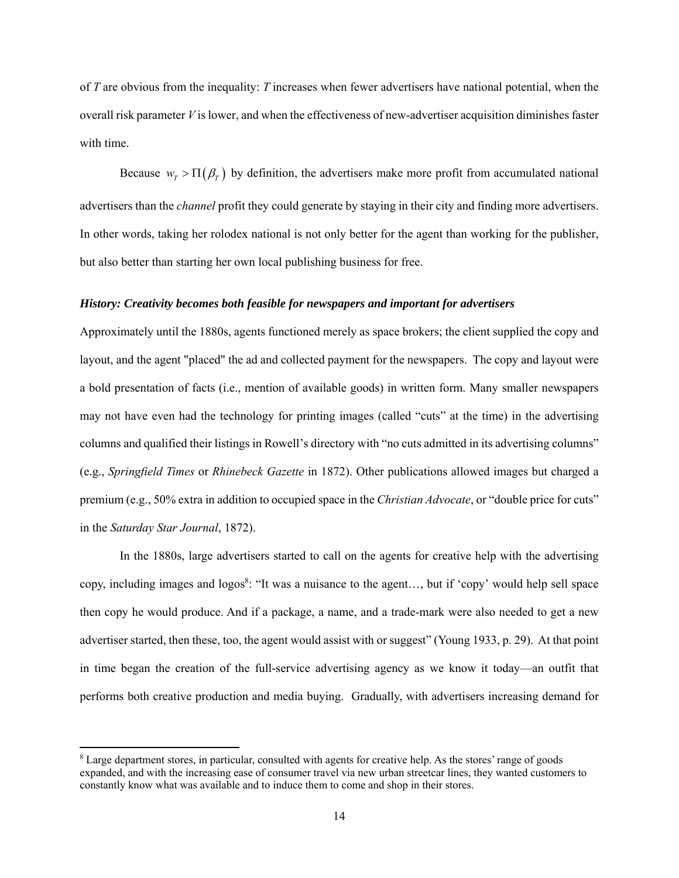of *T* are obvious from the inequality: *T* increases when fewer advertisers have national potential, when the overall risk parameter *V* is lower, and when the effectiveness of new-advertiser acquisition diminishes faster with time.

Because $w_T > \Pi(\beta_T)$ by definition, the advertisers make more profit from accumulated national advertisers than the *channel* profit they could generate by staying in their city and finding more advertisers. In other words, taking her rolodex national is not only better for the agent than working for the publisher, but also better than starting her own local publishing business for free.

***History: Creativity becomes both feasible for newspapers and important for advertisers***

Approximately until the 1880s, agents functioned merely as space brokers; the client supplied the copy and layout, and the agent "placed" the ad and collected payment for the newspapers. The copy and layout were a bold presentation of facts (i.e., mention of available goods) in written form. Many smaller newspapers may not have even had the technology for printing images (called "cuts" at the time) in the advertising columns and qualified their listings in Rowell's directory with "no cuts admitted in its advertising columns" (e.g., *Springfield Times* or *Rhinebeck Gazette* in 1872). Other publications allowed images but charged a premium (e.g., 50% extra in addition to occupied space in the *Christian Advocate*, or "double price for cuts" in the *Saturday Star Journal*, 1872).

In the 1880s, large advertisers started to call on the agents for creative help with the advertising copy, including images and logos[8]: "It was a nuisance to the agent…, but if 'copy' would help sell space then copy he would produce. And if a package, a name, and a trade-mark were also needed to get a new advertiser started, then these, too, the agent would assist with or suggest" (Young 1933, p. 29). At that point in time began the creation of the full-service advertising agency as we know it today—an outfit that performs both creative production and media buying. Gradually, with advertisers increasing demand for

[8] Large department stores, in particular, consulted with agents for creative help. As the stores' range of goods expanded, and with the increasing ease of consumer travel via new urban streetcar lines, they wanted customers to constantly know what was available and to induce them to come and shop in their stores.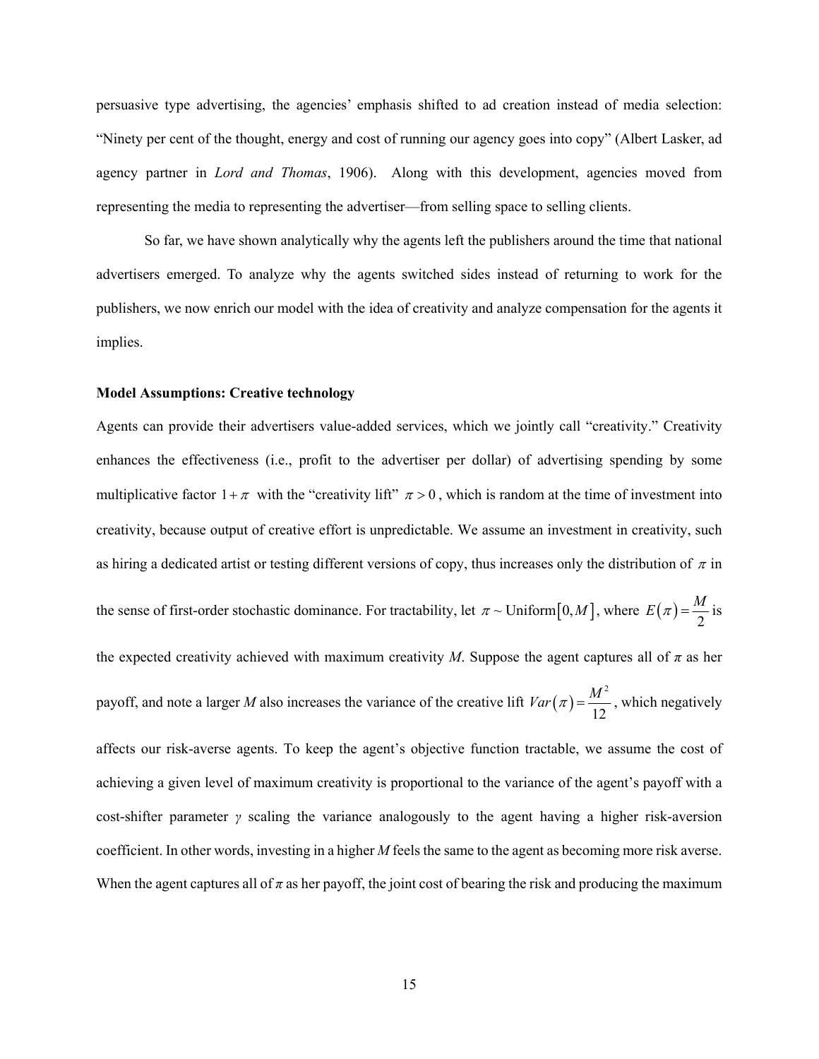persuasive type advertising, the agencies' emphasis shifted to ad creation instead of media selection: "Ninety per cent of the thought, energy and cost of running our agency goes into copy" (Albert Lasker, ad agency partner in *Lord and Thomas*, 1906). Along with this development, agencies moved from representing the media to representing the advertiser—from selling space to selling clients.

So far, we have shown analytically why the agents left the publishers around the time that national advertisers emerged. To analyze why the agents switched sides instead of returning to work for the publishers, we now enrich our model with the idea of creativity and analyze compensation for the agents it implies.

**Model Assumptions: Creative technology**

Agents can provide their advertisers value-added services, which we jointly call "creativity." Creativity enhances the effectiveness (i.e., profit to the advertiser per dollar) of advertising spending by some multiplicative factor $1+\pi$ with the "creativity lift" $\pi > 0$, which is random at the time of investment into creativity, because output of creative effort is unpredictable. We assume an investment in creativity, such as hiring a dedicated artist or testing different versions of copy, thus increases only the distribution of $\pi$ in the sense of first-order stochastic dominance. For tractability, let $\pi \sim \text{Uniform}\left[0, M\right]$, where $E\left(\pi\right) = \frac{M}{2}$ is the expected creativity achieved with maximum creativity *M*. Suppose the agent captures all of $\pi$ as her payoff, and note a larger *M* also increases the variance of the creative lift $Var\left(\pi\right) = \frac{M^2}{12}$, which negatively affects our risk-averse agents. To keep the agent's objective function tractable, we assume the cost of achieving a given level of maximum creativity is proportional to the variance of the agent's payoff with a cost-shifter parameter $\gamma$ scaling the variance analogously to the agent having a higher risk-aversion coefficient. In other words, investing in a higher *M* feels the same to the agent as becoming more risk averse. When the agent captures all of $\pi$ as her payoff, the joint cost of bearing the risk and producing the maximum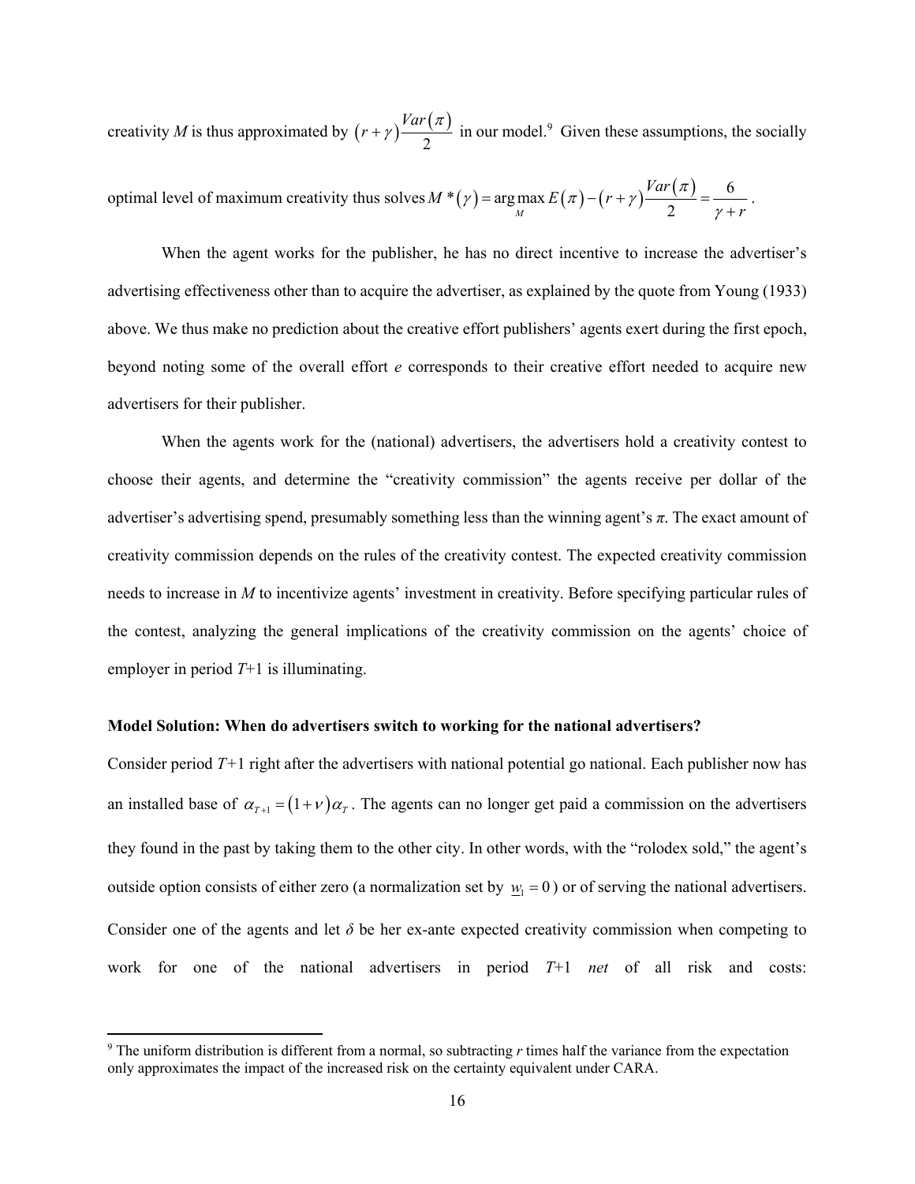creativity $M$ is thus approximated by $(r+\gamma)\frac{Var(\pi)}{2}$ in our model.[9] Given these assumptions, the socially optimal level of maximum creativity thus solves $M^*(\gamma) = \arg\max_M E(\pi) - (r+\gamma)\frac{Var(\pi)}{2} = \frac{6}{\gamma + r}$.

When the agent works for the publisher, he has no direct incentive to increase the advertiser's advertising effectiveness other than to acquire the advertiser, as explained by the quote from Young (1933) above. We thus make no prediction about the creative effort publishers' agents exert during the first epoch, beyond noting some of the overall effort $e$ corresponds to their creative effort needed to acquire new advertisers for their publisher.

When the agents work for the (national) advertisers, the advertisers hold a creativity contest to choose their agents, and determine the "creativity commission" the agents receive per dollar of the advertiser's advertising spend, presumably something less than the winning agent's $\pi$. The exact amount of creativity commission depends on the rules of the creativity contest. The expected creativity commission needs to increase in $M$ to incentivize agents' investment in creativity. Before specifying particular rules of the contest, analyzing the general implications of the creativity commission on the agents' choice of employer in period $T$+1 is illuminating.

**Model Solution: When do advertisers switch to working for the national advertisers?**

Consider period $T$+1 right after the advertisers with national potential go national. Each publisher now has an installed base of $\alpha_{T+1} = (1+\nu)\alpha_T$. The agents can no longer get paid a commission on the advertisers they found in the past by taking them to the other city. In other words, with the "rolodex sold," the agent's outside option consists of either zero (a normalization set by $\underline{w}_1 = 0$) or of serving the national advertisers. Consider one of the agents and let $\delta$ be her ex-ante expected creativity commission when competing to work for one of the national advertisers in period $T$+1 *net* of all risk and costs:

[9] The uniform distribution is different from a normal, so subtracting $r$ times half the variance from the expectation only approximates the impact of the increased risk on the certainty equivalent under CARA.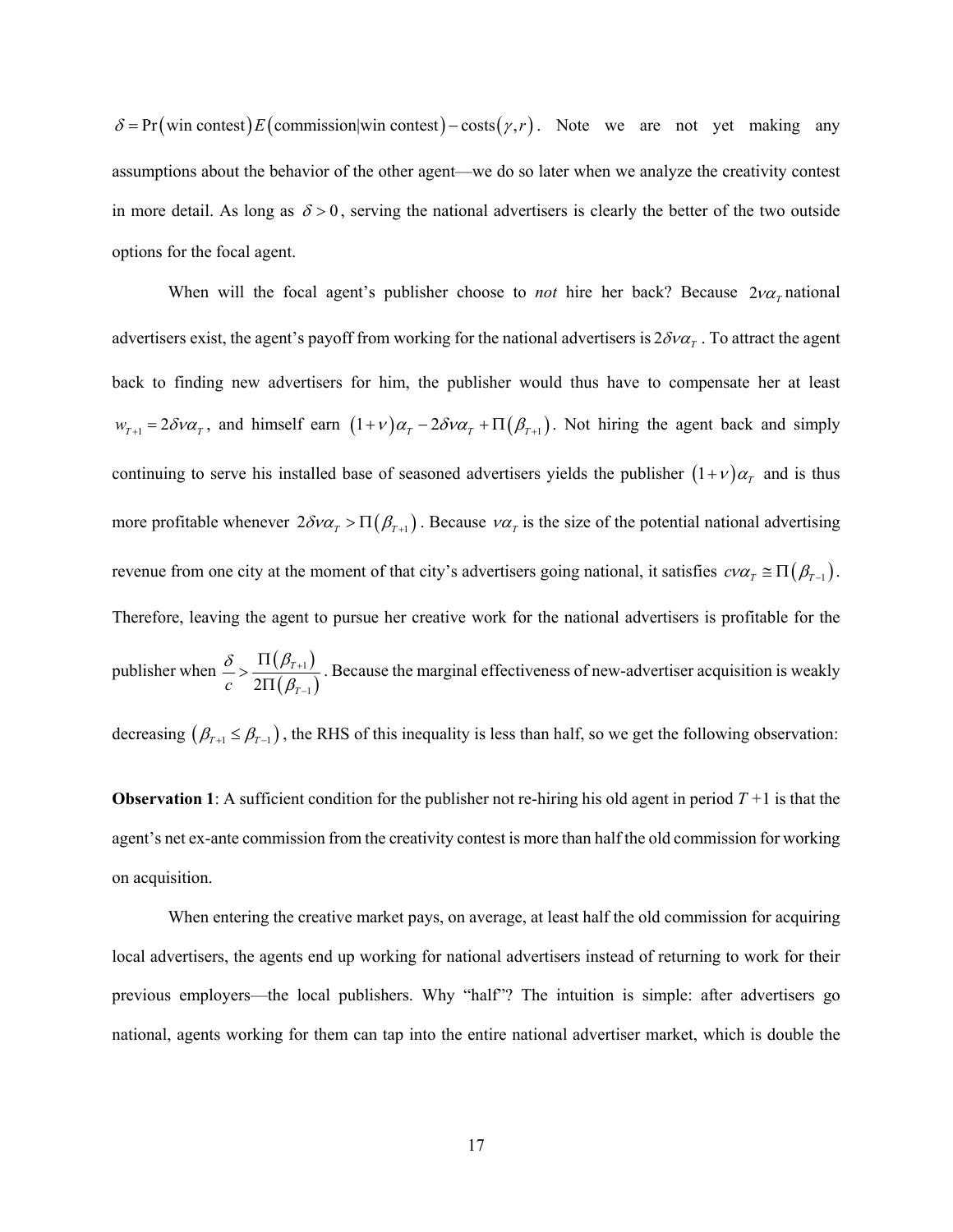$\delta = \Pr(\text{win contest}) E(\text{commission}|\text{win contest}) - \text{costs}(\gamma, r)$. Note we are not yet making any assumptions about the behavior of the other agent—we do so later when we analyze the creativity contest in more detail. As long as $\delta > 0$, serving the national advertisers is clearly the better of the two outside options for the focal agent.

When will the focal agent's publisher choose to *not* hire her back? Because $2\nu\alpha_T$ national advertisers exist, the agent's payoff from working for the national advertisers is $2\delta\nu\alpha_T$. To attract the agent back to finding new advertisers for him, the publisher would thus have to compensate her at least $w_{T+1} = 2\delta\nu\alpha_T$, and himself earn $(1+\nu)\alpha_T - 2\delta\nu\alpha_T + \Pi(\beta_{T+1})$. Not hiring the agent back and simply continuing to serve his installed base of seasoned advertisers yields the publisher $(1+\nu)\alpha_T$ and is thus more profitable whenever $2\delta\nu\alpha_T > \Pi(\beta_{T+1})$. Because $\nu\alpha_T$ is the size of the potential national advertising revenue from one city at the moment of that city's advertisers going national, it satisfies $c\nu\alpha_T \cong \Pi(\beta_{T-1})$. Therefore, leaving the agent to pursue her creative work for the national advertisers is profitable for the publisher when $\frac{\delta}{c} > \frac{\Pi(\beta_{T+1})}{2\Pi(\beta_{T-1})}$. Because the marginal effectiveness of new-advertiser acquisition is weakly decreasing $(\beta_{T+1} \leq \beta_{T-1})$, the RHS of this inequality is less than half, so we get the following observation:

**Observation 1**: A sufficient condition for the publisher not re-hiring his old agent in period $T+1$ is that the agent's net ex-ante commission from the creativity contest is more than half the old commission for working on acquisition.

When entering the creative market pays, on average, at least half the old commission for acquiring local advertisers, the agents end up working for national advertisers instead of returning to work for their previous employers—the local publishers. Why "half"? The intuition is simple: after advertisers go national, agents working for them can tap into the entire national advertiser market, which is double the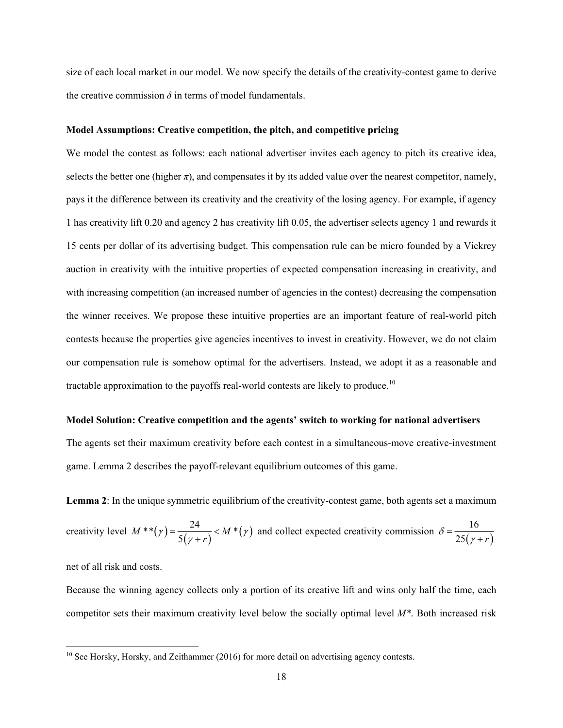size of each local market in our model. We now specify the details of the creativity-contest game to derive the creative commission $\delta$ in terms of model fundamentals.

**Model Assumptions: Creative competition, the pitch, and competitive pricing**

We model the contest as follows: each national advertiser invites each agency to pitch its creative idea, selects the better one (higher $\pi$), and compensates it by its added value over the nearest competitor, namely, pays it the difference between its creativity and the creativity of the losing agency. For example, if agency 1 has creativity lift 0.20 and agency 2 has creativity lift 0.05, the advertiser selects agency 1 and rewards it 15 cents per dollar of its advertising budget. This compensation rule can be micro founded by a Vickrey auction in creativity with the intuitive properties of expected compensation increasing in creativity, and with increasing competition (an increased number of agencies in the contest) decreasing the compensation the winner receives. We propose these intuitive properties are an important feature of real-world pitch contests because the properties give agencies incentives to invest in creativity. However, we do not claim our compensation rule is somehow optimal for the advertisers. Instead, we adopt it as a reasonable and tractable approximation to the payoffs real-world contests are likely to produce.[10]

**Model Solution: Creative competition and the agents' switch to working for national advertisers**

The agents set their maximum creativity before each contest in a simultaneous-move creative-investment game. Lemma 2 describes the payoff-relevant equilibrium outcomes of this game.

**Lemma 2**: In the unique symmetric equilibrium of the creativity-contest game, both agents set a maximum creativity level $M^{**}(\gamma) = \dfrac{24}{5(\gamma + r)} < M^{*}(\gamma)$ and collect expected creativity commission $\delta = \dfrac{16}{25(\gamma + r)}$ net of all risk and costs.

Because the winning agency collects only a portion of its creative lift and wins only half the time, each competitor sets their maximum creativity level below the socially optimal level $M^*$. Both increased risk

[10] See Horsky, Horsky, and Zeithammer (2016) for more detail on advertising agency contests.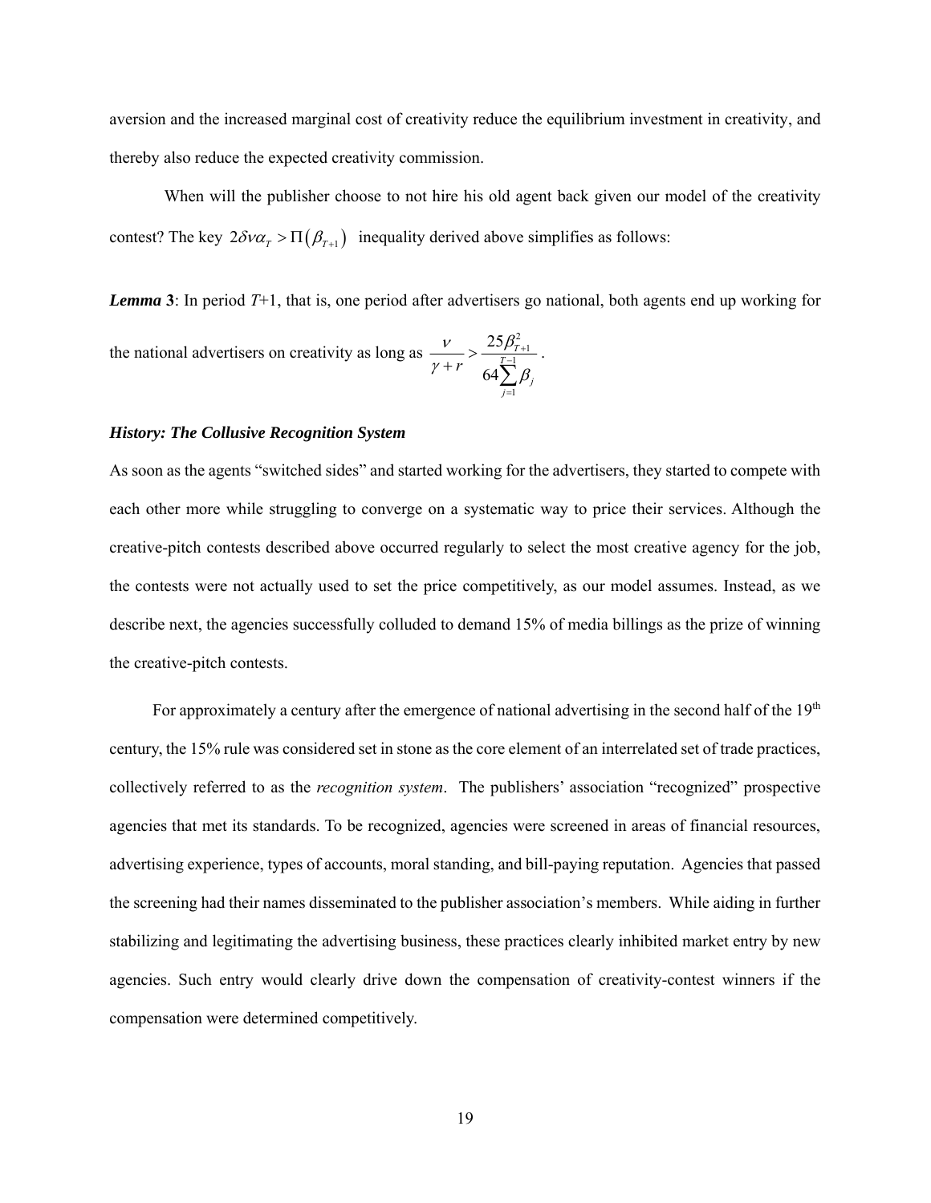aversion and the increased marginal cost of creativity reduce the equilibrium investment in creativity, and thereby also reduce the expected creativity commission.

When will the publisher choose to not hire his old agent back given our model of the creativity contest? The key $2\delta v \alpha_T > \Pi(\beta_{T+1})$ inequality derived above simplifies as follows:

***Lemma* 3**: In period $T$+1, that is, one period after advertisers go national, both agents end up working for the national advertisers on creativity as long as $\dfrac{v}{\gamma + r} > \dfrac{25\beta_{T+1}^2}{64\sum_{j=1}^{T-1}\beta_j}$.

### *History: The Collusive Recognition System*

As soon as the agents "switched sides" and started working for the advertisers, they started to compete with each other more while struggling to converge on a systematic way to price their services. Although the creative-pitch contests described above occurred regularly to select the most creative agency for the job, the contests were not actually used to set the price competitively, as our model assumes. Instead, as we describe next, the agencies successfully colluded to demand 15% of media billings as the prize of winning the creative-pitch contests.

For approximately a century after the emergence of national advertising in the second half of the 19th century, the 15% rule was considered set in stone as the core element of an interrelated set of trade practices, collectively referred to as the *recognition system*. The publishers' association "recognized" prospective agencies that met its standards. To be recognized, agencies were screened in areas of financial resources, advertising experience, types of accounts, moral standing, and bill-paying reputation. Agencies that passed the screening had their names disseminated to the publisher association's members. While aiding in further stabilizing and legitimating the advertising business, these practices clearly inhibited market entry by new agencies. Such entry would clearly drive down the compensation of creativity-contest winners if the compensation were determined competitively.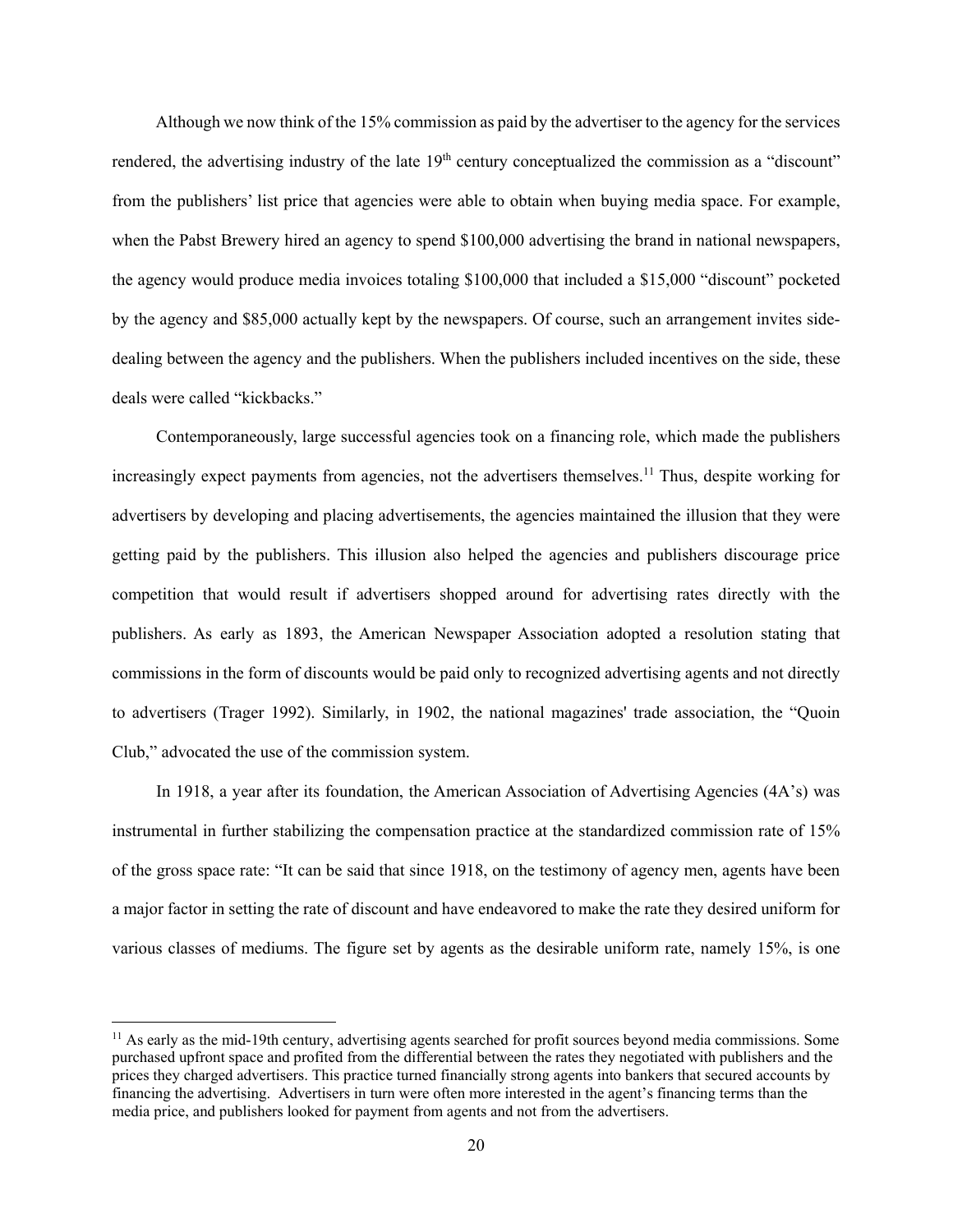Although we now think of the 15% commission as paid by the advertiser to the agency for the services rendered, the advertising industry of the late 19th century conceptualized the commission as a "discount" from the publishers' list price that agencies were able to obtain when buying media space. For example, when the Pabst Brewery hired an agency to spend $100,000 advertising the brand in national newspapers, the agency would produce media invoices totaling $100,000 that included a $15,000 "discount" pocketed by the agency and $85,000 actually kept by the newspapers. Of course, such an arrangement invites side-dealing between the agency and the publishers. When the publishers included incentives on the side, these deals were called "kickbacks."

Contemporaneously, large successful agencies took on a financing role, which made the publishers increasingly expect payments from agencies, not the advertisers themselves.[11] Thus, despite working for advertisers by developing and placing advertisements, the agencies maintained the illusion that they were getting paid by the publishers. This illusion also helped the agencies and publishers discourage price competition that would result if advertisers shopped around for advertising rates directly with the publishers. As early as 1893, the American Newspaper Association adopted a resolution stating that commissions in the form of discounts would be paid only to recognized advertising agents and not directly to advertisers (Trager 1992). Similarly, in 1902, the national magazines' trade association, the "Quoin Club," advocated the use of the commission system.

In 1918, a year after its foundation, the American Association of Advertising Agencies (4A's) was instrumental in further stabilizing the compensation practice at the standardized commission rate of 15% of the gross space rate: "It can be said that since 1918, on the testimony of agency men, agents have been a major factor in setting the rate of discount and have endeavored to make the rate they desired uniform for various classes of mediums. The figure set by agents as the desirable uniform rate, namely 15%, is one

[11] As early as the mid-19th century, advertising agents searched for profit sources beyond media commissions. Some purchased upfront space and profited from the differential between the rates they negotiated with publishers and the prices they charged advertisers. This practice turned financially strong agents into bankers that secured accounts by financing the advertising. Advertisers in turn were often more interested in the agent's financing terms than the media price, and publishers looked for payment from agents and not from the advertisers.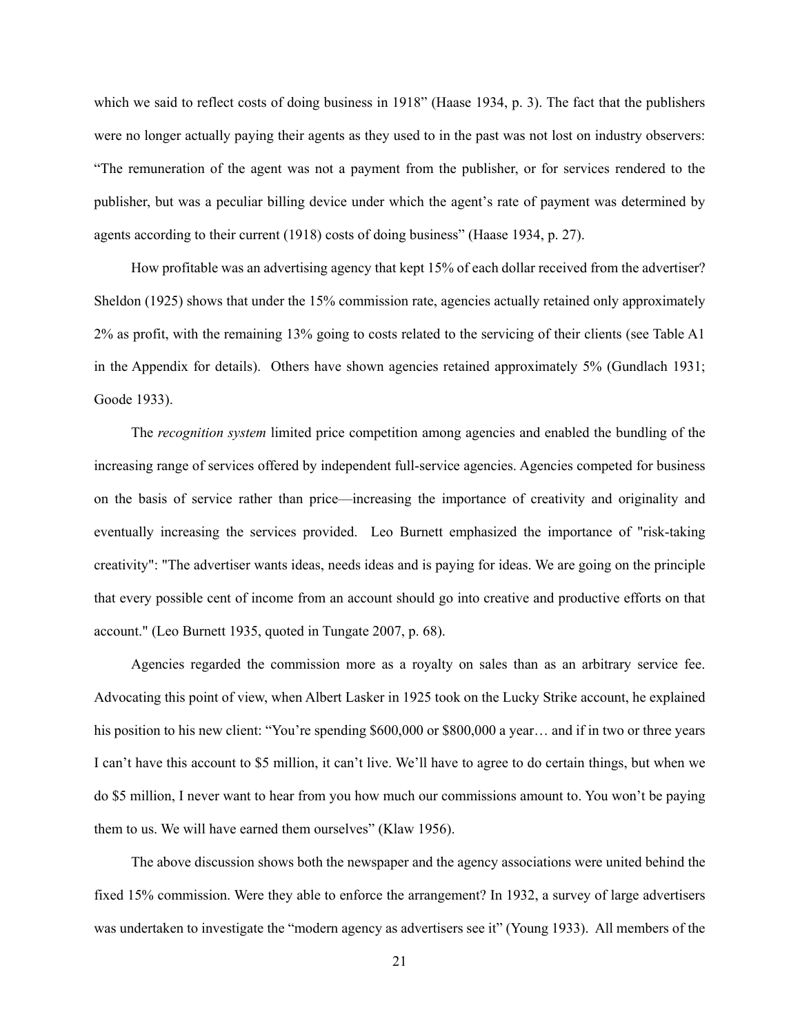which we said to reflect costs of doing business in 1918" (Haase 1934, p. 3). The fact that the publishers were no longer actually paying their agents as they used to in the past was not lost on industry observers: "The remuneration of the agent was not a payment from the publisher, or for services rendered to the publisher, but was a peculiar billing device under which the agent's rate of payment was determined by agents according to their current (1918) costs of doing business" (Haase 1934, p. 27).

How profitable was an advertising agency that kept 15% of each dollar received from the advertiser? Sheldon (1925) shows that under the 15% commission rate, agencies actually retained only approximately 2% as profit, with the remaining 13% going to costs related to the servicing of their clients (see Table A1 in the Appendix for details). Others have shown agencies retained approximately 5% (Gundlach 1931; Goode 1933).

The *recognition system* limited price competition among agencies and enabled the bundling of the increasing range of services offered by independent full-service agencies. Agencies competed for business on the basis of service rather than price—increasing the importance of creativity and originality and eventually increasing the services provided. Leo Burnett emphasized the importance of "risk-taking creativity": "The advertiser wants ideas, needs ideas and is paying for ideas. We are going on the principle that every possible cent of income from an account should go into creative and productive efforts on that account." (Leo Burnett 1935, quoted in Tungate 2007, p. 68).

Agencies regarded the commission more as a royalty on sales than as an arbitrary service fee. Advocating this point of view, when Albert Lasker in 1925 took on the Lucky Strike account, he explained his position to his new client: "You're spending $600,000 or $800,000 a year… and if in two or three years I can't have this account to $5 million, it can't live. We'll have to agree to do certain things, but when we do $5 million, I never want to hear from you how much our commissions amount to. You won't be paying them to us. We will have earned them ourselves" (Klaw 1956).

The above discussion shows both the newspaper and the agency associations were united behind the fixed 15% commission. Were they able to enforce the arrangement? In 1932, a survey of large advertisers was undertaken to investigate the "modern agency as advertisers see it" (Young 1933). All members of the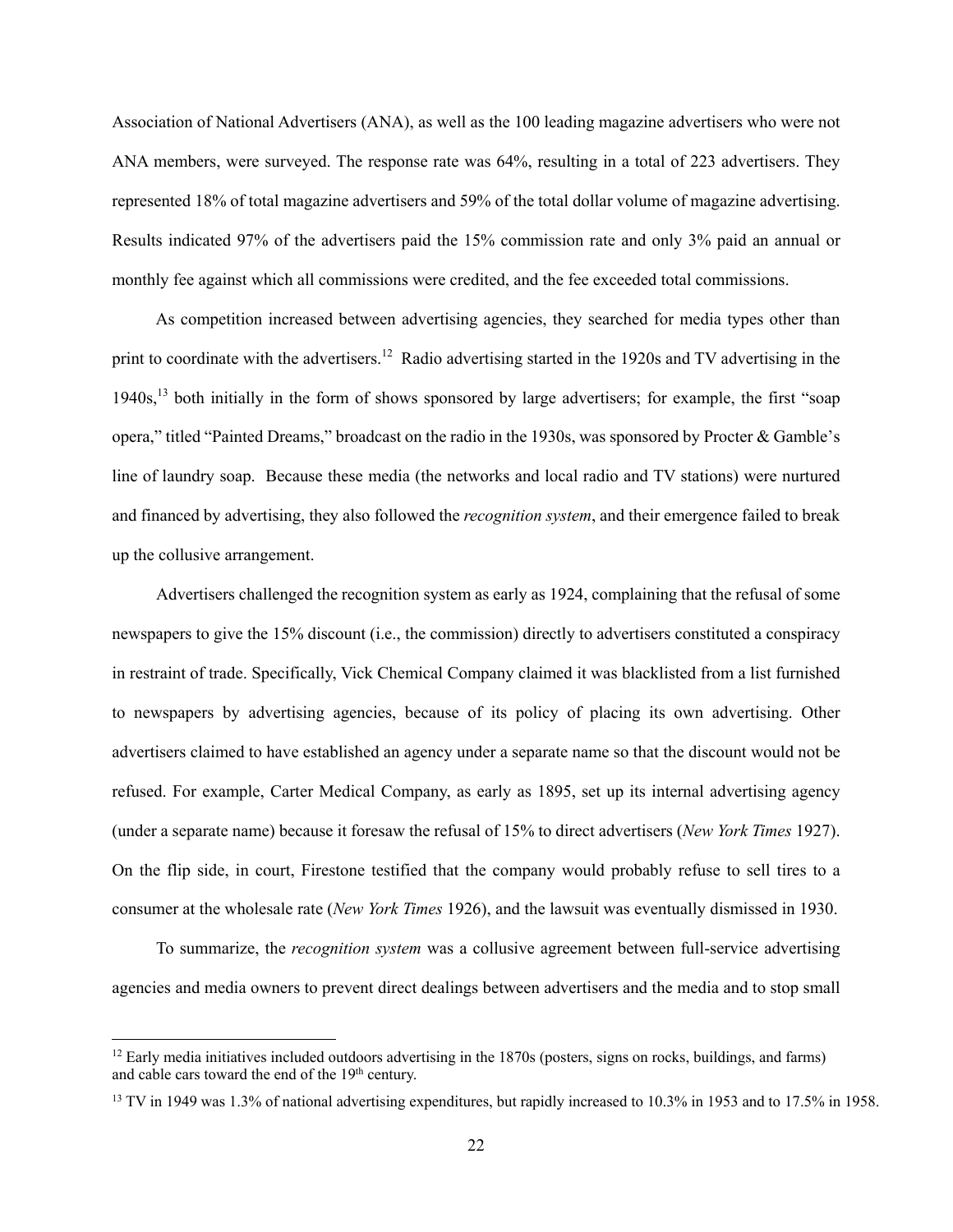Association of National Advertisers (ANA), as well as the 100 leading magazine advertisers who were not ANA members, were surveyed. The response rate was 64%, resulting in a total of 223 advertisers. They represented 18% of total magazine advertisers and 59% of the total dollar volume of magazine advertising. Results indicated 97% of the advertisers paid the 15% commission rate and only 3% paid an annual or monthly fee against which all commissions were credited, and the fee exceeded total commissions.

As competition increased between advertising agencies, they searched for media types other than print to coordinate with the advertisers.[12] Radio advertising started in the 1920s and TV advertising in the 1940s,[13] both initially in the form of shows sponsored by large advertisers; for example, the first "soap opera," titled "Painted Dreams," broadcast on the radio in the 1930s, was sponsored by Procter & Gamble's line of laundry soap. Because these media (the networks and local radio and TV stations) were nurtured and financed by advertising, they also followed the *recognition system*, and their emergence failed to break up the collusive arrangement.

Advertisers challenged the recognition system as early as 1924, complaining that the refusal of some newspapers to give the 15% discount (i.e., the commission) directly to advertisers constituted a conspiracy in restraint of trade. Specifically, Vick Chemical Company claimed it was blacklisted from a list furnished to newspapers by advertising agencies, because of its policy of placing its own advertising. Other advertisers claimed to have established an agency under a separate name so that the discount would not be refused. For example, Carter Medical Company, as early as 1895, set up its internal advertising agency (under a separate name) because it foresaw the refusal of 15% to direct advertisers (*New York Times* 1927). On the flip side, in court, Firestone testified that the company would probably refuse to sell tires to a consumer at the wholesale rate (*New York Times* 1926), and the lawsuit was eventually dismissed in 1930.

To summarize, the *recognition system* was a collusive agreement between full-service advertising agencies and media owners to prevent direct dealings between advertisers and the media and to stop small

---

[12] Early media initiatives included outdoors advertising in the 1870s (posters, signs on rocks, buildings, and farms) and cable cars toward the end of the 19th century.

[13] TV in 1949 was 1.3% of national advertising expenditures, but rapidly increased to 10.3% in 1953 and to 17.5% in 1958.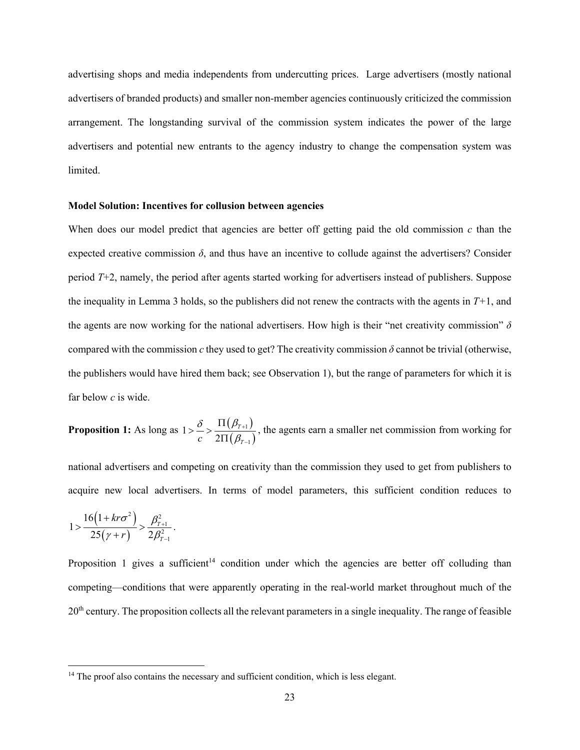advertising shops and media independents from undercutting prices. Large advertisers (mostly national advertisers of branded products) and smaller non-member agencies continuously criticized the commission arrangement. The longstanding survival of the commission system indicates the power of the large advertisers and potential new entrants to the agency industry to change the compensation system was limited.

**Model Solution: Incentives for collusion between agencies**

When does our model predict that agencies are better off getting paid the old commission $c$ than the expected creative commission $\delta$, and thus have an incentive to collude against the advertisers? Consider period $T$+2, namely, the period after agents started working for advertisers instead of publishers. Suppose the inequality in Lemma 3 holds, so the publishers did not renew the contracts with the agents in $T$+1, and the agents are now working for the national advertisers. How high is their "net creativity commission" $\delta$ compared with the commission $c$ they used to get? The creativity commission $\delta$ cannot be trivial (otherwise, the publishers would have hired them back; see Observation 1), but the range of parameters for which it is far below $c$ is wide.

**Proposition 1:** As long as $1 > \frac{\delta}{c} > \frac{\Pi(\beta_{T+1})}{2\Pi(\beta_{T-1})}$, the agents earn a smaller net commission from working for national advertisers and competing on creativity than the commission they used to get from publishers to acquire new local advertisers. In terms of model parameters, this sufficient condition reduces to $1 > \frac{16(1+kr\sigma^2)}{25(\gamma+r)} > \frac{\beta_{T+1}^2}{2\beta_{T-1}^2}$.

Proposition 1 gives a sufficient[14] condition under which the agencies are better off colluding than competing—conditions that were apparently operating in the real-world market throughout much of the 20th century. The proposition collects all the relevant parameters in a single inequality. The range of feasible

[14] The proof also contains the necessary and sufficient condition, which is less elegant.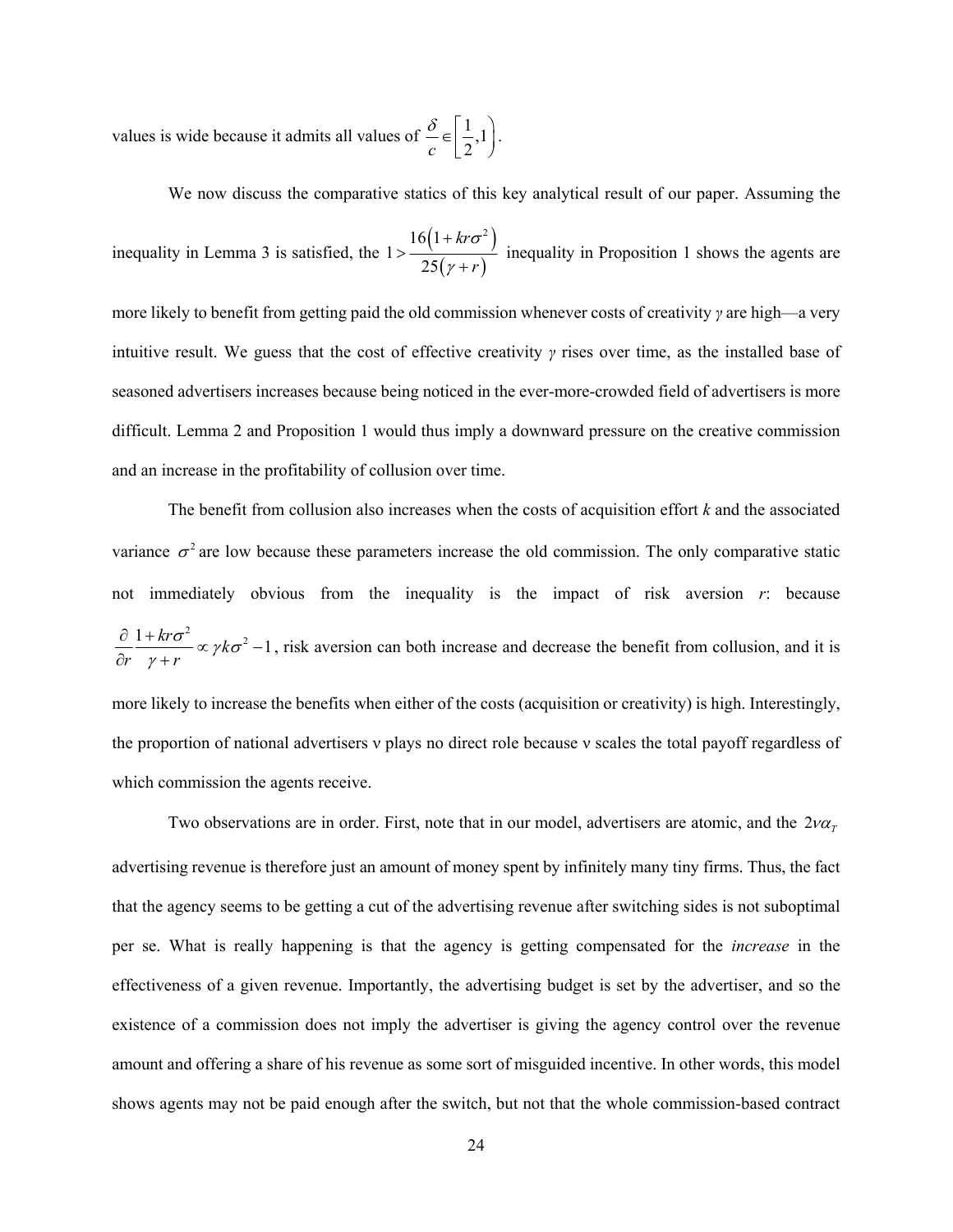values is wide because it admits all values of $\frac{\delta}{c} \in \left[\frac{1}{2}, 1\right)$.

We now discuss the comparative statics of this key analytical result of our paper. Assuming the inequality in Lemma 3 is satisfied, the $1 > \frac{16\left(1 + kr\sigma^2\right)}{25\left(\gamma + r\right)}$ inequality in Proposition 1 shows the agents are more likely to benefit from getting paid the old commission whenever costs of creativity $\gamma$ are high—a very intuitive result. We guess that the cost of effective creativity $\gamma$ rises over time, as the installed base of seasoned advertisers increases because being noticed in the ever-more-crowded field of advertisers is more difficult. Lemma 2 and Proposition 1 would thus imply a downward pressure on the creative commission and an increase in the profitability of collusion over time.

The benefit from collusion also increases when the costs of acquisition effort $k$ and the associated variance $\sigma^2$ are low because these parameters increase the old commission. The only comparative static not immediately obvious from the inequality is the impact of risk aversion $r$: because $\frac{\partial}{\partial r} \frac{1 + kr\sigma^2}{\gamma + r} \propto \gamma k \sigma^2 - 1$, risk aversion can both increase and decrease the benefit from collusion, and it is more likely to increase the benefits when either of the costs (acquisition or creativity) is high. Interestingly, the proportion of national advertisers $\nu$ plays no direct role because $\nu$ scales the total payoff regardless of which commission the agents receive.

Two observations are in order. First, note that in our model, advertisers are atomic, and the $2\nu\alpha_T$ advertising revenue is therefore just an amount of money spent by infinitely many tiny firms. Thus, the fact that the agency seems to be getting a cut of the advertising revenue after switching sides is not suboptimal per se. What is really happening is that the agency is getting compensated for the *increase* in the effectiveness of a given revenue. Importantly, the advertising budget is set by the advertiser, and so the existence of a commission does not imply the advertiser is giving the agency control over the revenue amount and offering a share of his revenue as some sort of misguided incentive. In other words, this model shows agents may not be paid enough after the switch, but not that the whole commission-based contract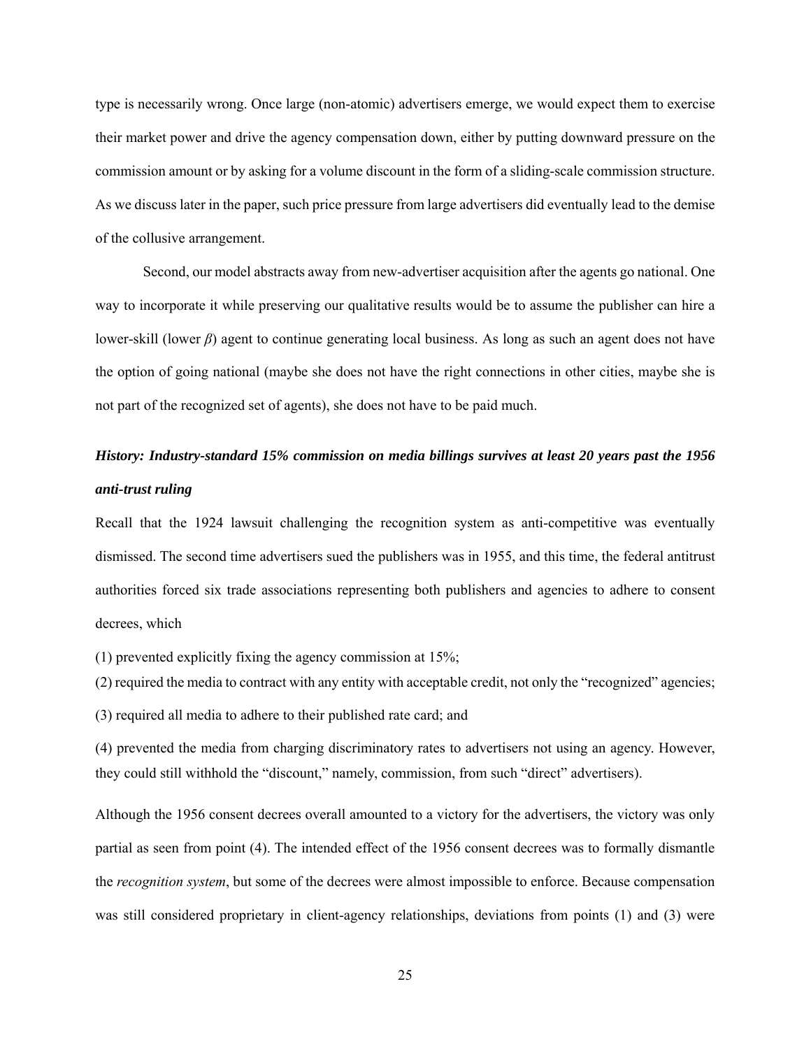type is necessarily wrong. Once large (non-atomic) advertisers emerge, we would expect them to exercise their market power and drive the agency compensation down, either by putting downward pressure on the commission amount or by asking for a volume discount in the form of a sliding-scale commission structure. As we discuss later in the paper, such price pressure from large advertisers did eventually lead to the demise of the collusive arrangement.

Second, our model abstracts away from new-advertiser acquisition after the agents go national. One way to incorporate it while preserving our qualitative results would be to assume the publisher can hire a lower-skill (lower $\beta$) agent to continue generating local business. As long as such an agent does not have the option of going national (maybe she does not have the right connections in other cities, maybe she is not part of the recognized set of agents), she does not have to be paid much.

***History: Industry-standard 15% commission on media billings survives at least 20 years past the 1956 anti-trust ruling***

Recall that the 1924 lawsuit challenging the recognition system as anti-competitive was eventually dismissed. The second time advertisers sued the publishers was in 1955, and this time, the federal antitrust authorities forced six trade associations representing both publishers and agencies to adhere to consent decrees, which

(1) prevented explicitly fixing the agency commission at 15%;

(2) required the media to contract with any entity with acceptable credit, not only the "recognized" agencies;

(3) required all media to adhere to their published rate card; and

(4) prevented the media from charging discriminatory rates to advertisers not using an agency. However, they could still withhold the "discount," namely, commission, from such "direct" advertisers).

Although the 1956 consent decrees overall amounted to a victory for the advertisers, the victory was only partial as seen from point (4). The intended effect of the 1956 consent decrees was to formally dismantle the *recognition system*, but some of the decrees were almost impossible to enforce. Because compensation was still considered proprietary in client-agency relationships, deviations from points (1) and (3) were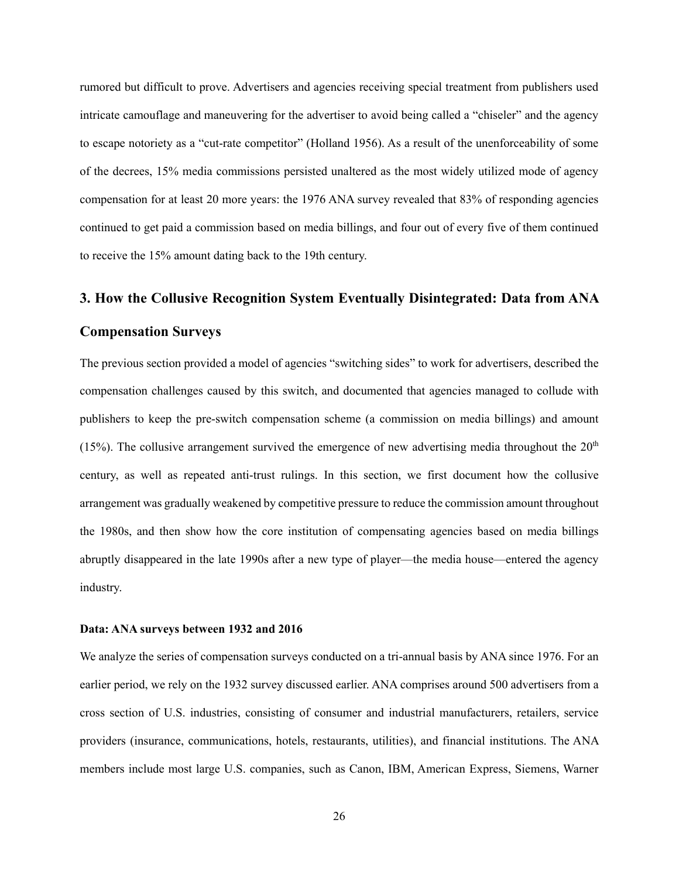rumored but difficult to prove. Advertisers and agencies receiving special treatment from publishers used intricate camouflage and maneuvering for the advertiser to avoid being called a "chiseler" and the agency to escape notoriety as a "cut-rate competitor" (Holland 1956). As a result of the unenforceability of some of the decrees, 15% media commissions persisted unaltered as the most widely utilized mode of agency compensation for at least 20 more years: the 1976 ANA survey revealed that 83% of responding agencies continued to get paid a commission based on media billings, and four out of every five of them continued to receive the 15% amount dating back to the 19th century.

## 3. How the Collusive Recognition System Eventually Disintegrated: Data from ANA Compensation Surveys

The previous section provided a model of agencies "switching sides" to work for advertisers, described the compensation challenges caused by this switch, and documented that agencies managed to collude with publishers to keep the pre-switch compensation scheme (a commission on media billings) and amount (15%). The collusive arrangement survived the emergence of new advertising media throughout the 20th century, as well as repeated anti-trust rulings. In this section, we first document how the collusive arrangement was gradually weakened by competitive pressure to reduce the commission amount throughout the 1980s, and then show how the core institution of compensating agencies based on media billings abruptly disappeared in the late 1990s after a new type of player—the media house—entered the agency industry.

**Data: ANA surveys between 1932 and 2016**

We analyze the series of compensation surveys conducted on a tri-annual basis by ANA since 1976. For an earlier period, we rely on the 1932 survey discussed earlier. ANA comprises around 500 advertisers from a cross section of U.S. industries, consisting of consumer and industrial manufacturers, retailers, service providers (insurance, communications, hotels, restaurants, utilities), and financial institutions. The ANA members include most large U.S. companies, such as Canon, IBM, American Express, Siemens, Warner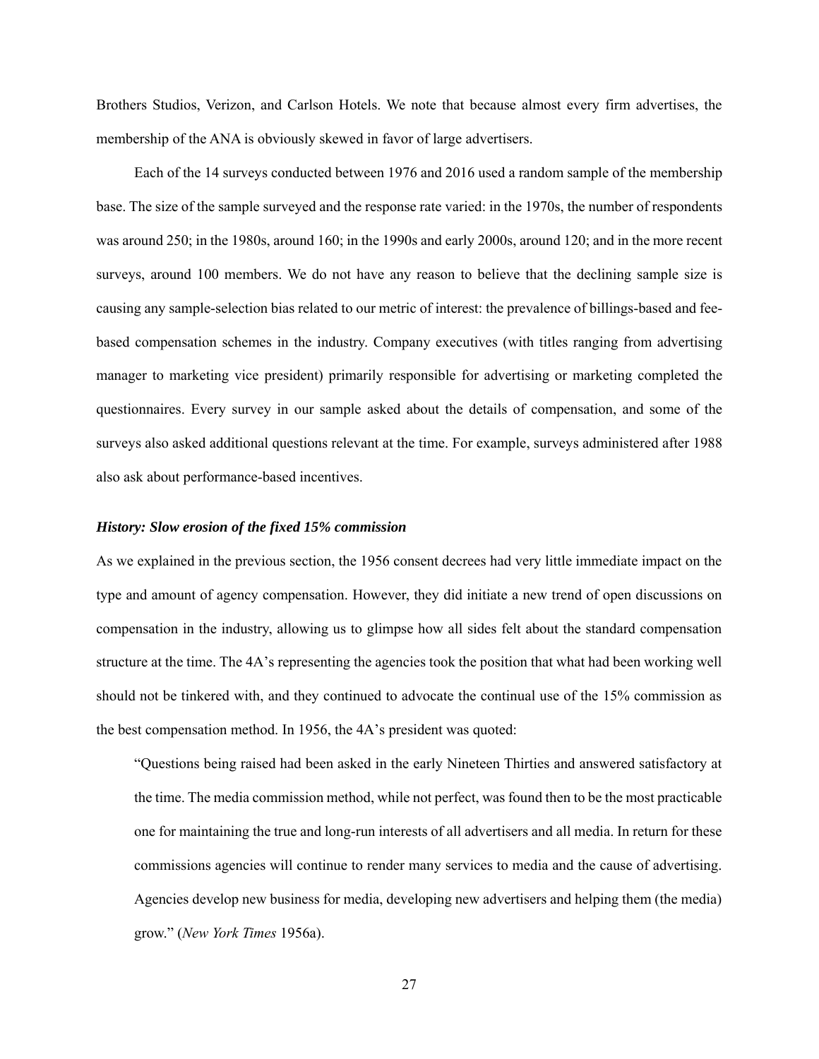Brothers Studios, Verizon, and Carlson Hotels. We note that because almost every firm advertises, the membership of the ANA is obviously skewed in favor of large advertisers.

Each of the 14 surveys conducted between 1976 and 2016 used a random sample of the membership base. The size of the sample surveyed and the response rate varied: in the 1970s, the number of respondents was around 250; in the 1980s, around 160; in the 1990s and early 2000s, around 120; and in the more recent surveys, around 100 members. We do not have any reason to believe that the declining sample size is causing any sample-selection bias related to our metric of interest: the prevalence of billings-based and fee-based compensation schemes in the industry. Company executives (with titles ranging from advertising manager to marketing vice president) primarily responsible for advertising or marketing completed the questionnaires. Every survey in our sample asked about the details of compensation, and some of the surveys also asked additional questions relevant at the time. For example, surveys administered after 1988 also ask about performance-based incentives.

***History: Slow erosion of the fixed 15% commission***

As we explained in the previous section, the 1956 consent decrees had very little immediate impact on the type and amount of agency compensation. However, they did initiate a new trend of open discussions on compensation in the industry, allowing us to glimpse how all sides felt about the standard compensation structure at the time. The 4A's representing the agencies took the position that what had been working well should not be tinkered with, and they continued to advocate the continual use of the 15% commission as the best compensation method. In 1956, the 4A's president was quoted:

> "Questions being raised had been asked in the early Nineteen Thirties and answered satisfactory at the time. The media commission method, while not perfect, was found then to be the most practicable one for maintaining the true and long-run interests of all advertisers and all media. In return for these commissions agencies will continue to render many services to media and the cause of advertising. Agencies develop new business for media, developing new advertisers and helping them (the media) grow." (*New York Times* 1956a).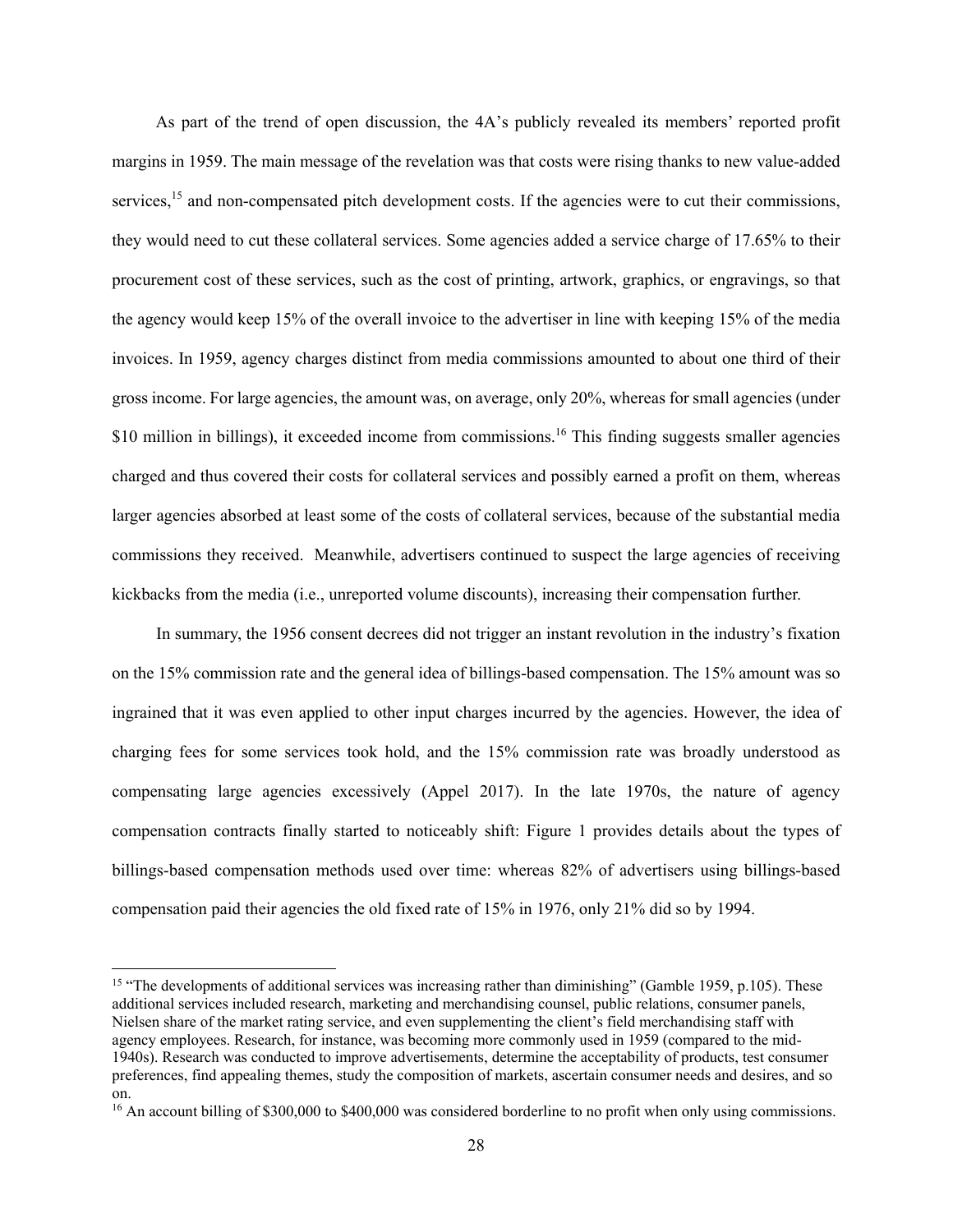As part of the trend of open discussion, the 4A's publicly revealed its members' reported profit margins in 1959. The main message of the revelation was that costs were rising thanks to new value-added services,[15] and non-compensated pitch development costs. If the agencies were to cut their commissions, they would need to cut these collateral services. Some agencies added a service charge of 17.65% to their procurement cost of these services, such as the cost of printing, artwork, graphics, or engravings, so that the agency would keep 15% of the overall invoice to the advertiser in line with keeping 15% of the media invoices. In 1959, agency charges distinct from media commissions amounted to about one third of their gross income. For large agencies, the amount was, on average, only 20%, whereas for small agencies (under \$10 million in billings), it exceeded income from commissions.[16] This finding suggests smaller agencies charged and thus covered their costs for collateral services and possibly earned a profit on them, whereas larger agencies absorbed at least some of the costs of collateral services, because of the substantial media commissions they received. Meanwhile, advertisers continued to suspect the large agencies of receiving kickbacks from the media (i.e., unreported volume discounts), increasing their compensation further.

In summary, the 1956 consent decrees did not trigger an instant revolution in the industry's fixation on the 15% commission rate and the general idea of billings-based compensation. The 15% amount was so ingrained that it was even applied to other input charges incurred by the agencies. However, the idea of charging fees for some services took hold, and the 15% commission rate was broadly understood as compensating large agencies excessively (Appel 2017). In the late 1970s, the nature of agency compensation contracts finally started to noticeably shift: Figure 1 provides details about the types of billings-based compensation methods used over time: whereas 82% of advertisers using billings-based compensation paid their agencies the old fixed rate of 15% in 1976, only 21% did so by 1994.

---

[15] "The developments of additional services was increasing rather than diminishing" (Gamble 1959, p.105). These additional services included research, marketing and merchandising counsel, public relations, consumer panels, Nielsen share of the market rating service, and even supplementing the client's field merchandising staff with agency employees. Research, for instance, was becoming more commonly used in 1959 (compared to the mid-1940s). Research was conducted to improve advertisements, determine the acceptability of products, test consumer preferences, find appealing themes, study the composition of markets, ascertain consumer needs and desires, and so on.

[16] An account billing of \$300,000 to \$400,000 was considered borderline to no profit when only using commissions.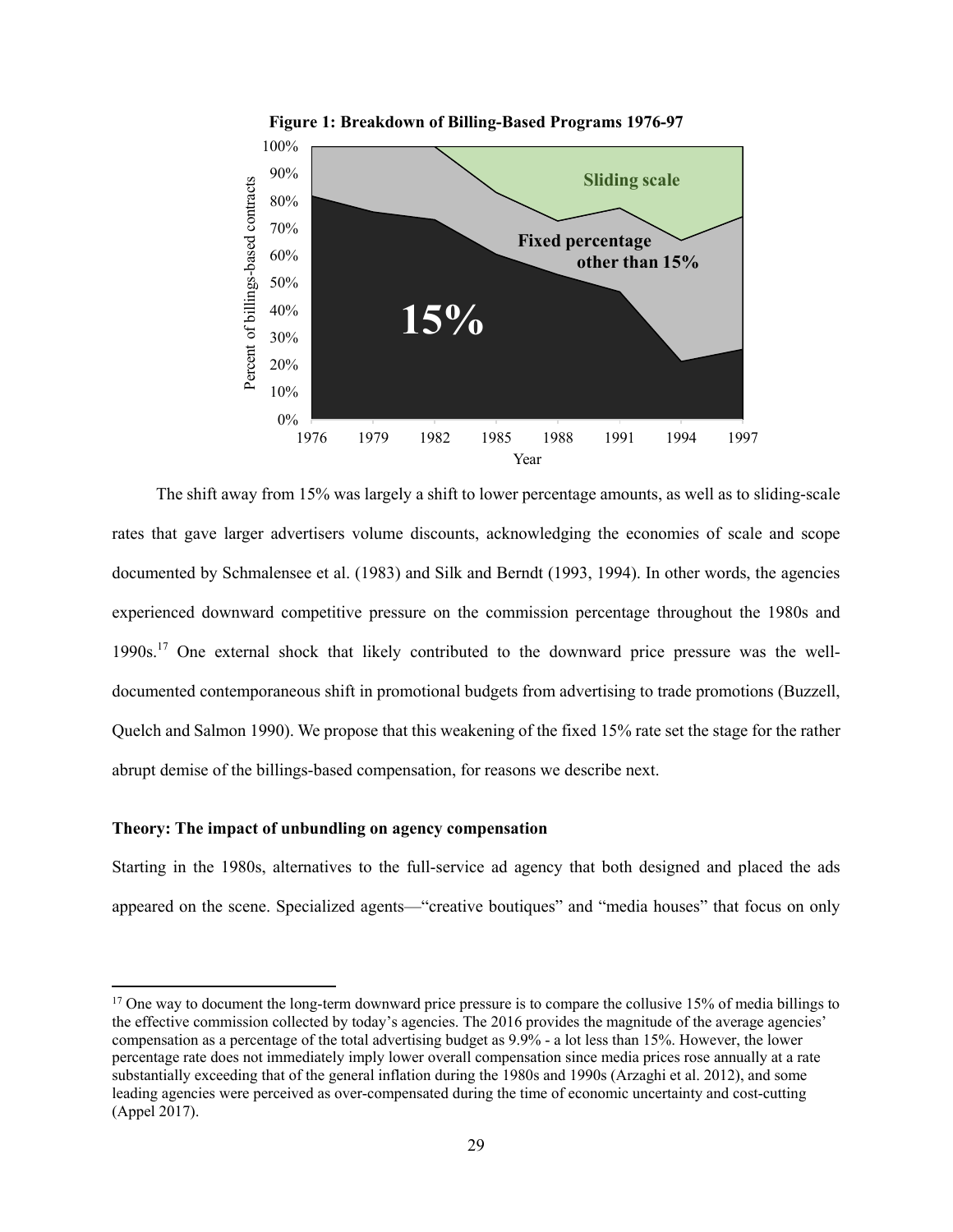**Figure 1: Breakdown of Billing-Based Programs 1976-97**

The shift away from 15% was largely a shift to lower percentage amounts, as well as to sliding-scale rates that gave larger advertisers volume discounts, acknowledging the economies of scale and scope documented by Schmalensee et al. (1983) and Silk and Berndt (1993, 1994). In other words, the agencies experienced downward competitive pressure on the commission percentage throughout the 1980s and 1990s.[17] One external shock that likely contributed to the downward price pressure was the well-documented contemporaneous shift in promotional budgets from advertising to trade promotions (Buzzell, Quelch and Salmon 1990). We propose that this weakening of the fixed 15% rate set the stage for the rather abrupt demise of the billings-based compensation, for reasons we describe next.

**Theory: The impact of unbundling on agency compensation**

Starting in the 1980s, alternatives to the full-service ad agency that both designed and placed the ads appeared on the scene. Specialized agents—"creative boutiques" and "media houses" that focus on only

[17] One way to document the long-term downward price pressure is to compare the collusive 15% of media billings to the effective commission collected by today's agencies. The 2016 provides the magnitude of the average agencies' compensation as a percentage of the total advertising budget as 9.9% - a lot less than 15%. However, the lower percentage rate does not immediately imply lower overall compensation since media prices rose annually at a rate substantially exceeding that of the general inflation during the 1980s and 1990s (Arzaghi et al. 2012), and some leading agencies were perceived as over-compensated during the time of economic uncertainty and cost-cutting (Appel 2017).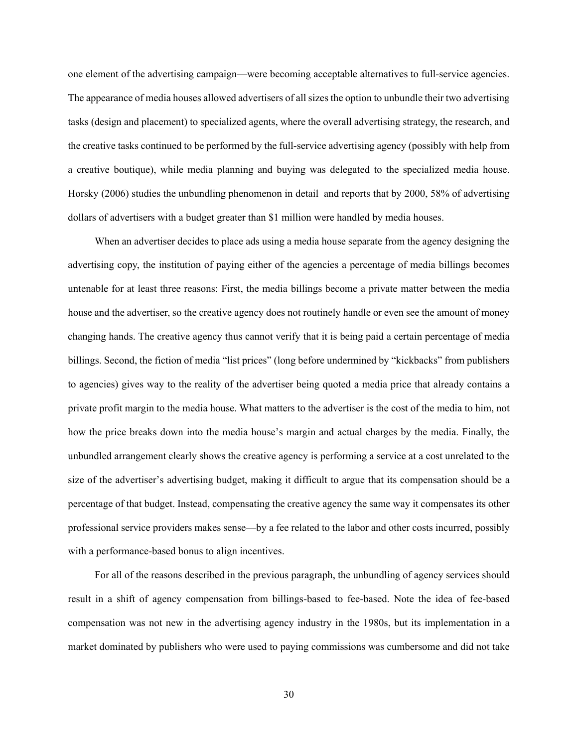one element of the advertising campaign—were becoming acceptable alternatives to full-service agencies. The appearance of media houses allowed advertisers of all sizes the option to unbundle their two advertising tasks (design and placement) to specialized agents, where the overall advertising strategy, the research, and the creative tasks continued to be performed by the full-service advertising agency (possibly with help from a creative boutique), while media planning and buying was delegated to the specialized media house. Horsky (2006) studies the unbundling phenomenon in detail and reports that by 2000, 58% of advertising dollars of advertisers with a budget greater than $1 million were handled by media houses.

When an advertiser decides to place ads using a media house separate from the agency designing the advertising copy, the institution of paying either of the agencies a percentage of media billings becomes untenable for at least three reasons: First, the media billings become a private matter between the media house and the advertiser, so the creative agency does not routinely handle or even see the amount of money changing hands. The creative agency thus cannot verify that it is being paid a certain percentage of media billings. Second, the fiction of media "list prices" (long before undermined by "kickbacks" from publishers to agencies) gives way to the reality of the advertiser being quoted a media price that already contains a private profit margin to the media house. What matters to the advertiser is the cost of the media to him, not how the price breaks down into the media house's margin and actual charges by the media. Finally, the unbundled arrangement clearly shows the creative agency is performing a service at a cost unrelated to the size of the advertiser's advertising budget, making it difficult to argue that its compensation should be a percentage of that budget. Instead, compensating the creative agency the same way it compensates its other professional service providers makes sense—by a fee related to the labor and other costs incurred, possibly with a performance-based bonus to align incentives.

For all of the reasons described in the previous paragraph, the unbundling of agency services should result in a shift of agency compensation from billings-based to fee-based. Note the idea of fee-based compensation was not new in the advertising agency industry in the 1980s, but its implementation in a market dominated by publishers who were used to paying commissions was cumbersome and did not take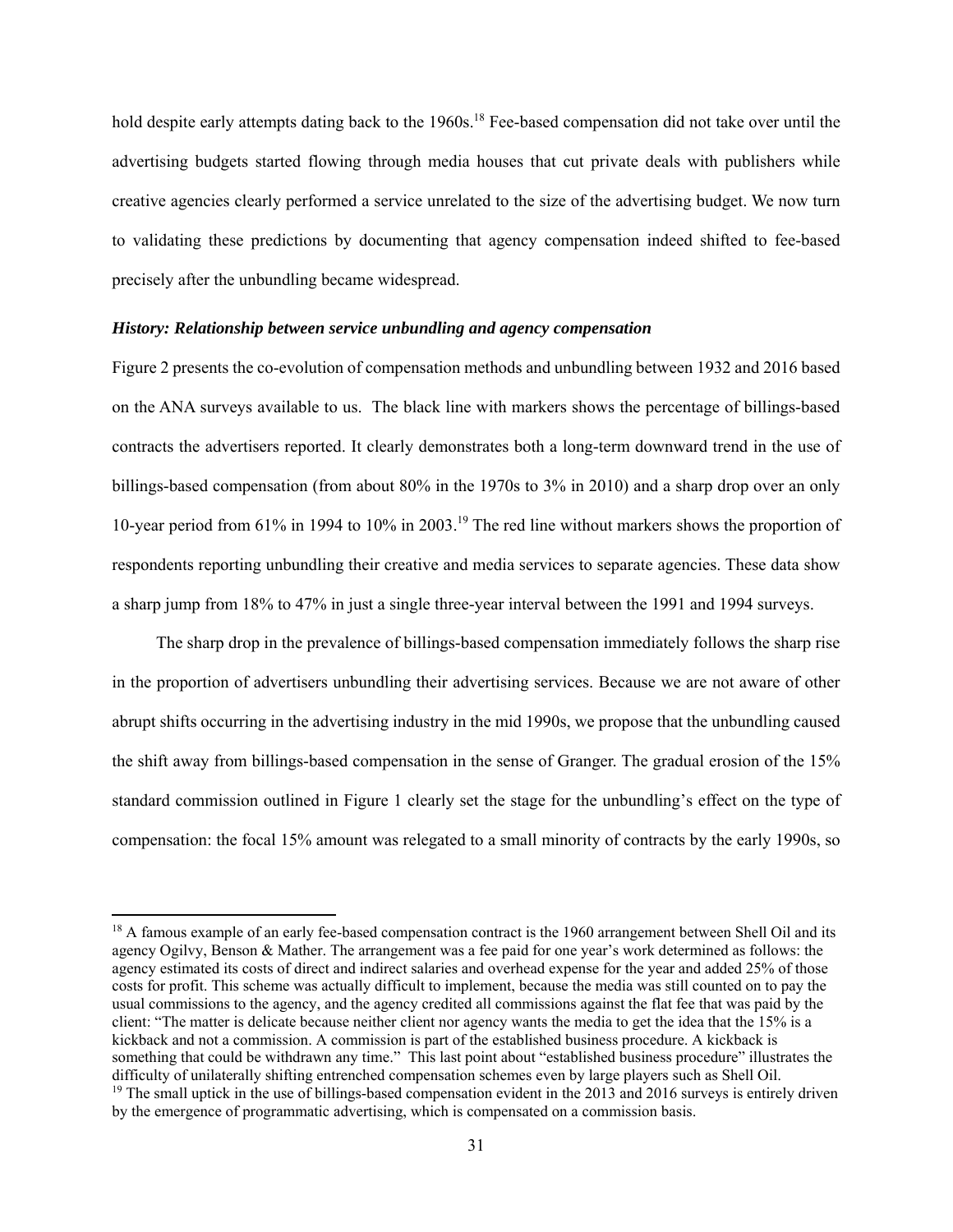hold despite early attempts dating back to the 1960s.[18] Fee-based compensation did not take over until the advertising budgets started flowing through media houses that cut private deals with publishers while creative agencies clearly performed a service unrelated to the size of the advertising budget. We now turn to validating these predictions by documenting that agency compensation indeed shifted to fee-based precisely after the unbundling became widespread.

***History: Relationship between service unbundling and agency compensation***

Figure 2 presents the co-evolution of compensation methods and unbundling between 1932 and 2016 based on the ANA surveys available to us. The black line with markers shows the percentage of billings-based contracts the advertisers reported. It clearly demonstrates both a long-term downward trend in the use of billings-based compensation (from about 80% in the 1970s to 3% in 2010) and a sharp drop over an only 10-year period from 61% in 1994 to 10% in 2003.[19] The red line without markers shows the proportion of respondents reporting unbundling their creative and media services to separate agencies. These data show a sharp jump from 18% to 47% in just a single three-year interval between the 1991 and 1994 surveys.

The sharp drop in the prevalence of billings-based compensation immediately follows the sharp rise in the proportion of advertisers unbundling their advertising services. Because we are not aware of other abrupt shifts occurring in the advertising industry in the mid 1990s, we propose that the unbundling caused the shift away from billings-based compensation in the sense of Granger. The gradual erosion of the 15% standard commission outlined in Figure 1 clearly set the stage for the unbundling's effect on the type of compensation: the focal 15% amount was relegated to a small minority of contracts by the early 1990s, so

[18] A famous example of an early fee-based compensation contract is the 1960 arrangement between Shell Oil and its agency Ogilvy, Benson & Mather. The arrangement was a fee paid for one year's work determined as follows: the agency estimated its costs of direct and indirect salaries and overhead expense for the year and added 25% of those costs for profit. This scheme was actually difficult to implement, because the media was still counted on to pay the usual commissions to the agency, and the agency credited all commissions against the flat fee that was paid by the client: "The matter is delicate because neither client nor agency wants the media to get the idea that the 15% is a kickback and not a commission. A commission is part of the established business procedure. A kickback is something that could be withdrawn any time." This last point about "established business procedure" illustrates the difficulty of unilaterally shifting entrenched compensation schemes even by large players such as Shell Oil.

[19] The small uptick in the use of billings-based compensation evident in the 2013 and 2016 surveys is entirely driven by the emergence of programmatic advertising, which is compensated on a commission basis.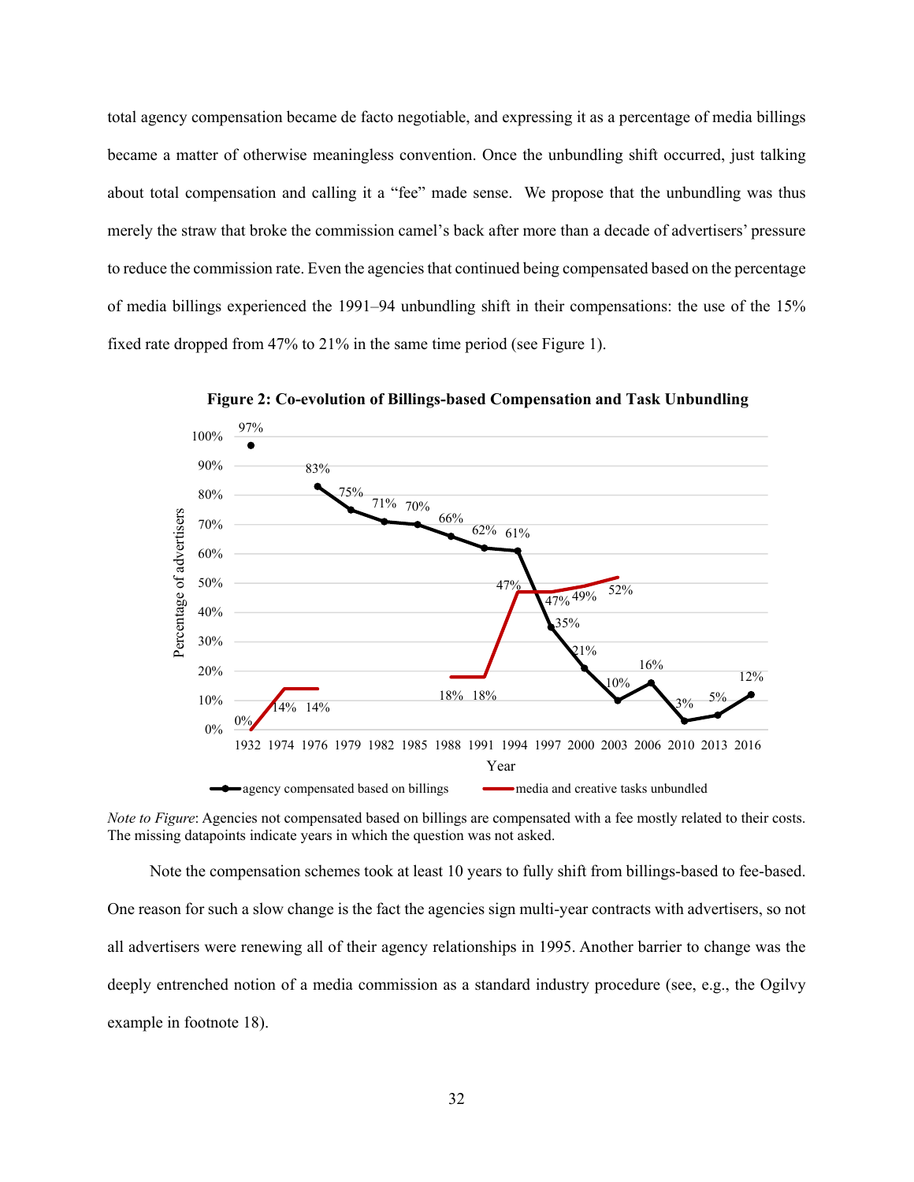total agency compensation became de facto negotiable, and expressing it as a percentage of media billings became a matter of otherwise meaningless convention. Once the unbundling shift occurred, just talking about total compensation and calling it a "fee" made sense. We propose that the unbundling was thus merely the straw that broke the commission camel's back after more than a decade of advertisers' pressure to reduce the commission rate. Even the agencies that continued being compensated based on the percentage of media billings experienced the 1991–94 unbundling shift in their compensations: the use of the 15% fixed rate dropped from 47% to 21% in the same time period (see Figure 1).

**Figure 2: Co-evolution of Billings-based Compensation and Task Unbundling**

*Note to Figure*: Agencies not compensated based on billings are compensated with a fee mostly related to their costs. The missing datapoints indicate years in which the question was not asked.

Note the compensation schemes took at least 10 years to fully shift from billings-based to fee-based. One reason for such a slow change is the fact the agencies sign multi-year contracts with advertisers, so not all advertisers were renewing all of their agency relationships in 1995. Another barrier to change was the deeply entrenched notion of a media commission as a standard industry procedure (see, e.g., the Ogilvy example in footnote 18).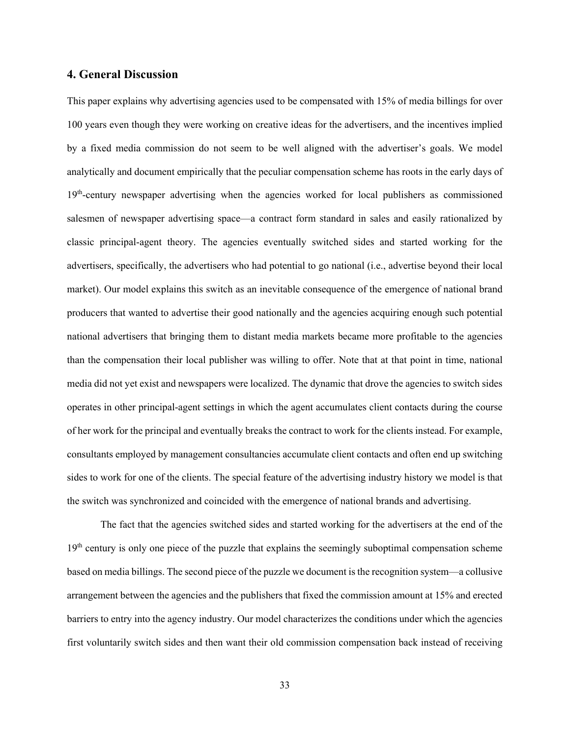## 4. General Discussion

This paper explains why advertising agencies used to be compensated with 15% of media billings for over 100 years even though they were working on creative ideas for the advertisers, and the incentives implied by a fixed media commission do not seem to be well aligned with the advertiser's goals. We model analytically and document empirically that the peculiar compensation scheme has roots in the early days of 19th-century newspaper advertising when the agencies worked for local publishers as commissioned salesmen of newspaper advertising space—a contract form standard in sales and easily rationalized by classic principal-agent theory. The agencies eventually switched sides and started working for the advertisers, specifically, the advertisers who had potential to go national (i.e., advertise beyond their local market). Our model explains this switch as an inevitable consequence of the emergence of national brand producers that wanted to advertise their good nationally and the agencies acquiring enough such potential national advertisers that bringing them to distant media markets became more profitable to the agencies than the compensation their local publisher was willing to offer. Note that at that point in time, national media did not yet exist and newspapers were localized. The dynamic that drove the agencies to switch sides operates in other principal-agent settings in which the agent accumulates client contacts during the course of her work for the principal and eventually breaks the contract to work for the clients instead. For example, consultants employed by management consultancies accumulate client contacts and often end up switching sides to work for one of the clients. The special feature of the advertising industry history we model is that the switch was synchronized and coincided with the emergence of national brands and advertising.

The fact that the agencies switched sides and started working for the advertisers at the end of the 19th century is only one piece of the puzzle that explains the seemingly suboptimal compensation scheme based on media billings. The second piece of the puzzle we document is the recognition system—a collusive arrangement between the agencies and the publishers that fixed the commission amount at 15% and erected barriers to entry into the agency industry. Our model characterizes the conditions under which the agencies first voluntarily switch sides and then want their old commission compensation back instead of receiving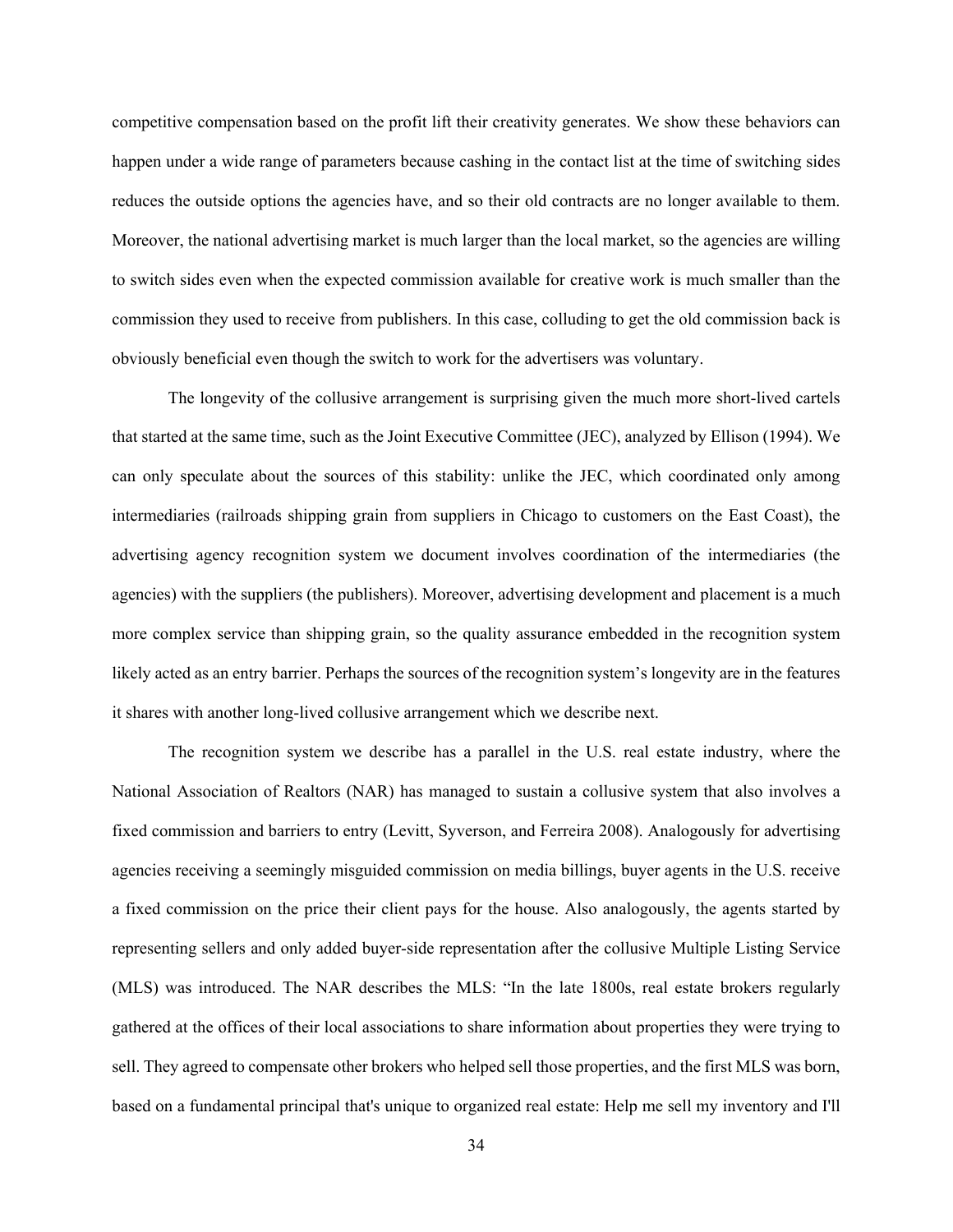competitive compensation based on the profit lift their creativity generates. We show these behaviors can happen under a wide range of parameters because cashing in the contact list at the time of switching sides reduces the outside options the agencies have, and so their old contracts are no longer available to them. Moreover, the national advertising market is much larger than the local market, so the agencies are willing to switch sides even when the expected commission available for creative work is much smaller than the commission they used to receive from publishers. In this case, colluding to get the old commission back is obviously beneficial even though the switch to work for the advertisers was voluntary.

The longevity of the collusive arrangement is surprising given the much more short-lived cartels that started at the same time, such as the Joint Executive Committee (JEC), analyzed by Ellison (1994). We can only speculate about the sources of this stability: unlike the JEC, which coordinated only among intermediaries (railroads shipping grain from suppliers in Chicago to customers on the East Coast), the advertising agency recognition system we document involves coordination of the intermediaries (the agencies) with the suppliers (the publishers). Moreover, advertising development and placement is a much more complex service than shipping grain, so the quality assurance embedded in the recognition system likely acted as an entry barrier. Perhaps the sources of the recognition system's longevity are in the features it shares with another long-lived collusive arrangement which we describe next.

The recognition system we describe has a parallel in the U.S. real estate industry, where the National Association of Realtors (NAR) has managed to sustain a collusive system that also involves a fixed commission and barriers to entry (Levitt, Syverson, and Ferreira 2008). Analogously for advertising agencies receiving a seemingly misguided commission on media billings, buyer agents in the U.S. receive a fixed commission on the price their client pays for the house. Also analogously, the agents started by representing sellers and only added buyer-side representation after the collusive Multiple Listing Service (MLS) was introduced. The NAR describes the MLS: "In the late 1800s, real estate brokers regularly gathered at the offices of their local associations to share information about properties they were trying to sell. They agreed to compensate other brokers who helped sell those properties, and the first MLS was born, based on a fundamental principal that's unique to organized real estate: Help me sell my inventory and I'll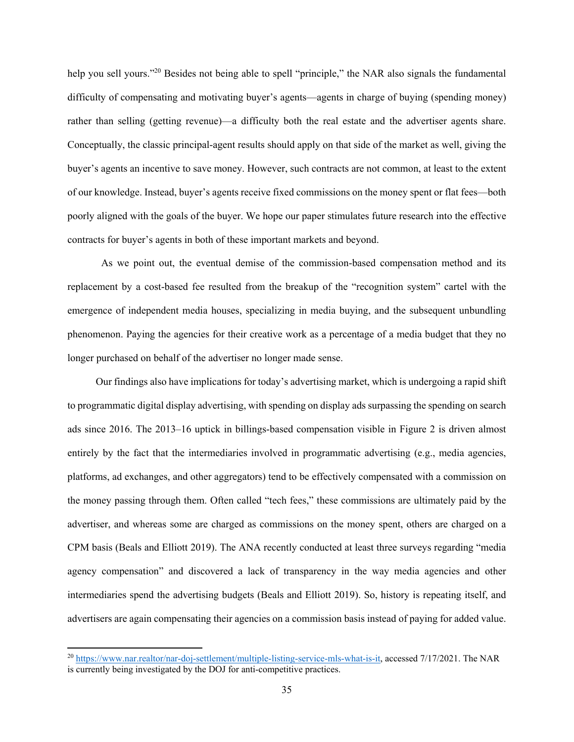help you sell yours."[20] Besides not being able to spell "principle," the NAR also signals the fundamental difficulty of compensating and motivating buyer's agents—agents in charge of buying (spending money) rather than selling (getting revenue)—a difficulty both the real estate and the advertiser agents share. Conceptually, the classic principal-agent results should apply on that side of the market as well, giving the buyer's agents an incentive to save money. However, such contracts are not common, at least to the extent of our knowledge. Instead, buyer's agents receive fixed commissions on the money spent or flat fees—both poorly aligned with the goals of the buyer. We hope our paper stimulates future research into the effective contracts for buyer's agents in both of these important markets and beyond.

As we point out, the eventual demise of the commission-based compensation method and its replacement by a cost-based fee resulted from the breakup of the "recognition system" cartel with the emergence of independent media houses, specializing in media buying, and the subsequent unbundling phenomenon. Paying the agencies for their creative work as a percentage of a media budget that they no longer purchased on behalf of the advertiser no longer made sense.

Our findings also have implications for today's advertising market, which is undergoing a rapid shift to programmatic digital display advertising, with spending on display ads surpassing the spending on search ads since 2016. The 2013–16 uptick in billings-based compensation visible in Figure 2 is driven almost entirely by the fact that the intermediaries involved in programmatic advertising (e.g., media agencies, platforms, ad exchanges, and other aggregators) tend to be effectively compensated with a commission on the money passing through them. Often called "tech fees," these commissions are ultimately paid by the advertiser, and whereas some are charged as commissions on the money spent, others are charged on a CPM basis (Beals and Elliott 2019). The ANA recently conducted at least three surveys regarding "media agency compensation" and discovered a lack of transparency in the way media agencies and other intermediaries spend the advertising budgets (Beals and Elliott 2019). So, history is repeating itself, and advertisers are again compensating their agencies on a commission basis instead of paying for added value.

---

[20] https://www.nar.realtor/nar-doj-settlement/multiple-listing-service-mls-what-is-it, accessed 7/17/2021. The NAR is currently being investigated by the DOJ for anti-competitive practices.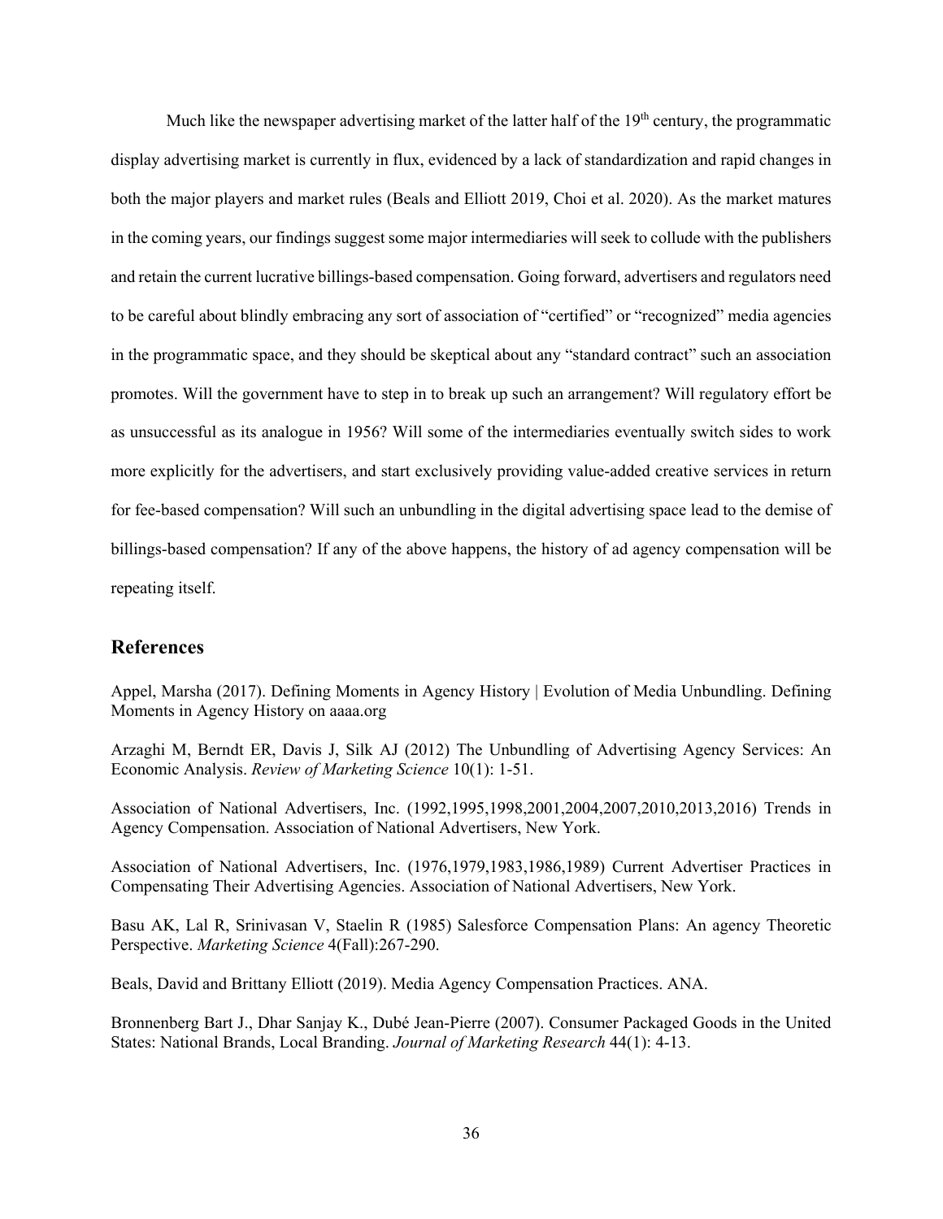Much like the newspaper advertising market of the latter half of the 19th century, the programmatic display advertising market is currently in flux, evidenced by a lack of standardization and rapid changes in both the major players and market rules (Beals and Elliott 2019, Choi et al. 2020). As the market matures in the coming years, our findings suggest some major intermediaries will seek to collude with the publishers and retain the current lucrative billings-based compensation. Going forward, advertisers and regulators need to be careful about blindly embracing any sort of association of "certified" or "recognized" media agencies in the programmatic space, and they should be skeptical about any "standard contract" such an association promotes. Will the government have to step in to break up such an arrangement? Will regulatory effort be as unsuccessful as its analogue in 1956? Will some of the intermediaries eventually switch sides to work more explicitly for the advertisers, and start exclusively providing value-added creative services in return for fee-based compensation? Will such an unbundling in the digital advertising space lead to the demise of billings-based compensation? If any of the above happens, the history of ad agency compensation will be repeating itself.

## References

Appel, Marsha (2017). Defining Moments in Agency History | Evolution of Media Unbundling. Defining Moments in Agency History on aaaa.org

Arzaghi M, Berndt ER, Davis J, Silk AJ (2012) The Unbundling of Advertising Agency Services: An Economic Analysis. *Review of Marketing Science* 10(1): 1-51.

Association of National Advertisers, Inc. (1992,1995,1998,2001,2004,2007,2010,2013,2016) Trends in Agency Compensation. Association of National Advertisers, New York.

Association of National Advertisers, Inc. (1976,1979,1983,1986,1989) Current Advertiser Practices in Compensating Their Advertising Agencies. Association of National Advertisers, New York.

Basu AK, Lal R, Srinivasan V, Staelin R (1985) Salesforce Compensation Plans: An agency Theoretic Perspective. *Marketing Science* 4(Fall):267-290.

Beals, David and Brittany Elliott (2019). Media Agency Compensation Practices. ANA.

Bronnenberg Bart J., Dhar Sanjay K., Dubé Jean-Pierre (2007). Consumer Packaged Goods in the United States: National Brands, Local Branding. *Journal of Marketing Research* 44(1): 4-13.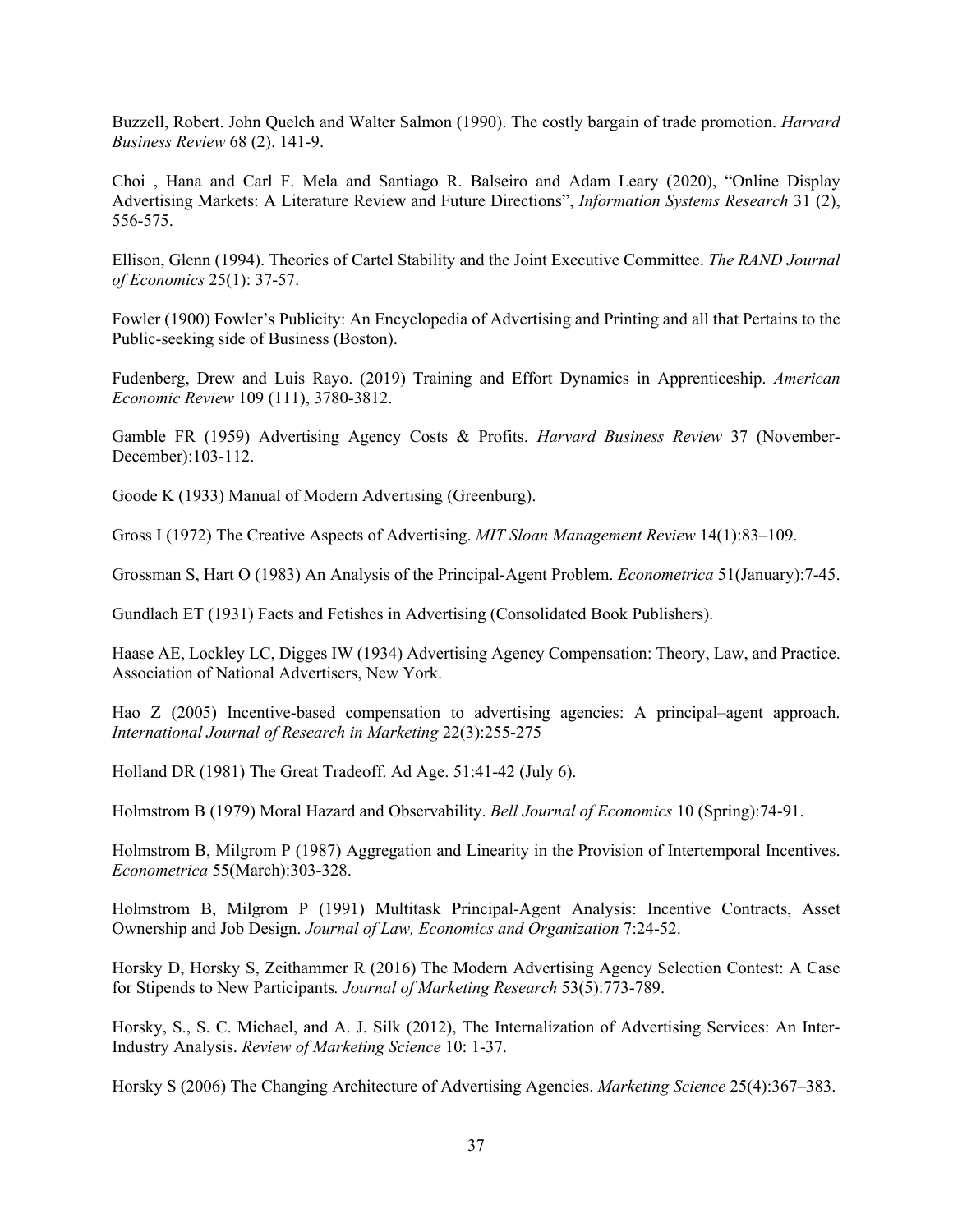Buzzell, Robert. John Quelch and Walter Salmon (1990). The costly bargain of trade promotion. *Harvard Business Review* 68 (2). 141-9.

Choi , Hana and Carl F. Mela and Santiago R. Balseiro and Adam Leary (2020), "Online Display Advertising Markets: A Literature Review and Future Directions", *Information Systems Research* 31 (2), 556-575.

Ellison, Glenn (1994). Theories of Cartel Stability and the Joint Executive Committee. *The RAND Journal of Economics* 25(1): 37-57.

Fowler (1900) Fowler's Publicity: An Encyclopedia of Advertising and Printing and all that Pertains to the Public-seeking side of Business (Boston).

Fudenberg, Drew and Luis Rayo. (2019) Training and Effort Dynamics in Apprenticeship. *American Economic Review* 109 (111), 3780-3812.

Gamble FR (1959) Advertising Agency Costs & Profits. *Harvard Business Review* 37 (November-December):103-112.

Goode K (1933) Manual of Modern Advertising (Greenburg).

Gross I (1972) The Creative Aspects of Advertising. *MIT Sloan Management Review* 14(1):83–109.

Grossman S, Hart O (1983) An Analysis of the Principal-Agent Problem. *Econometrica* 51(January):7-45.

Gundlach ET (1931) Facts and Fetishes in Advertising (Consolidated Book Publishers).

Haase AE, Lockley LC, Digges IW (1934) Advertising Agency Compensation: Theory, Law, and Practice. Association of National Advertisers, New York.

Hao Z (2005) Incentive-based compensation to advertising agencies: A principal–agent approach. *International Journal of Research in Marketing* 22(3):255-275

Holland DR (1981) The Great Tradeoff. Ad Age. 51:41-42 (July 6).

Holmstrom B (1979) Moral Hazard and Observability. *Bell Journal of Economics* 10 (Spring):74-91.

Holmstrom B, Milgrom P (1987) Aggregation and Linearity in the Provision of Intertemporal Incentives. *Econometrica* 55(March):303-328.

Holmstrom B, Milgrom P (1991) Multitask Principal-Agent Analysis: Incentive Contracts, Asset Ownership and Job Design. *Journal of Law, Economics and Organization* 7:24-52.

Horsky D, Horsky S, Zeithammer R (2016) The Modern Advertising Agency Selection Contest: A Case for Stipends to New Participants*.* *Journal of Marketing Research* 53(5):773-789.

Horsky, S., S. C. Michael, and A. J. Silk (2012), The Internalization of Advertising Services: An Inter-Industry Analysis. *Review of Marketing Science* 10: 1-37.

Horsky S (2006) The Changing Architecture of Advertising Agencies. *Marketing Science* 25(4):367–383.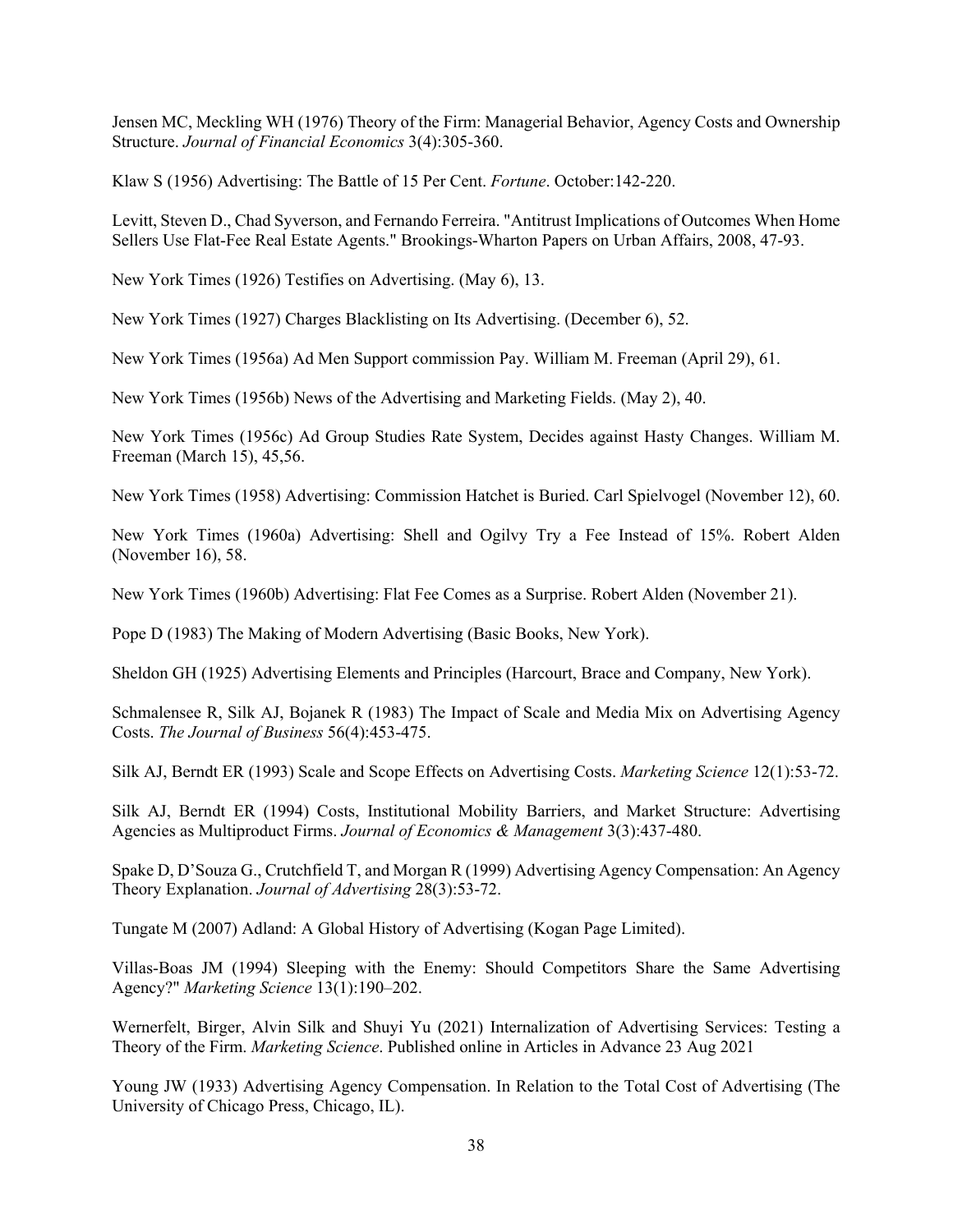Jensen MC, Meckling WH (1976) Theory of the Firm: Managerial Behavior, Agency Costs and Ownership Structure. *Journal of Financial Economics* 3(4):305-360.

Klaw S (1956) Advertising: The Battle of 15 Per Cent. *Fortune*. October:142-220.

Levitt, Steven D., Chad Syverson, and Fernando Ferreira. "Antitrust Implications of Outcomes When Home Sellers Use Flat-Fee Real Estate Agents." Brookings-Wharton Papers on Urban Affairs, 2008, 47-93.

New York Times (1926) Testifies on Advertising. (May 6), 13.

New York Times (1927) Charges Blacklisting on Its Advertising. (December 6), 52.

New York Times (1956a) Ad Men Support commission Pay. William M. Freeman (April 29), 61.

New York Times (1956b) News of the Advertising and Marketing Fields. (May 2), 40.

New York Times (1956c) Ad Group Studies Rate System, Decides against Hasty Changes. William M. Freeman (March 15), 45,56.

New York Times (1958) Advertising: Commission Hatchet is Buried. Carl Spielvogel (November 12), 60.

New York Times (1960a) Advertising: Shell and Ogilvy Try a Fee Instead of 15%. Robert Alden (November 16), 58.

New York Times (1960b) Advertising: Flat Fee Comes as a Surprise. Robert Alden (November 21).

Pope D (1983) The Making of Modern Advertising (Basic Books, New York).

Sheldon GH (1925) Advertising Elements and Principles (Harcourt, Brace and Company, New York).

Schmalensee R, Silk AJ, Bojanek R (1983) The Impact of Scale and Media Mix on Advertising Agency Costs. *The Journal of Business* 56(4):453-475.

Silk AJ, Berndt ER (1993) Scale and Scope Effects on Advertising Costs. *Marketing Science* 12(1):53-72.

Silk AJ, Berndt ER (1994) Costs, Institutional Mobility Barriers, and Market Structure: Advertising Agencies as Multiproduct Firms. *Journal of Economics & Management* 3(3):437-480.

Spake D, D'Souza G., Crutchfield T, and Morgan R (1999) Advertising Agency Compensation: An Agency Theory Explanation. *Journal of Advertising* 28(3):53-72.

Tungate M (2007) Adland: A Global History of Advertising (Kogan Page Limited).

Villas-Boas JM (1994) Sleeping with the Enemy: Should Competitors Share the Same Advertising Agency?" *Marketing Science* 13(1):190–202.

Wernerfelt, Birger, Alvin Silk and Shuyi Yu (2021) Internalization of Advertising Services: Testing a Theory of the Firm. *Marketing Science*. Published online in Articles in Advance 23 Aug 2021

Young JW (1933) Advertising Agency Compensation. In Relation to the Total Cost of Advertising (The University of Chicago Press, Chicago, IL).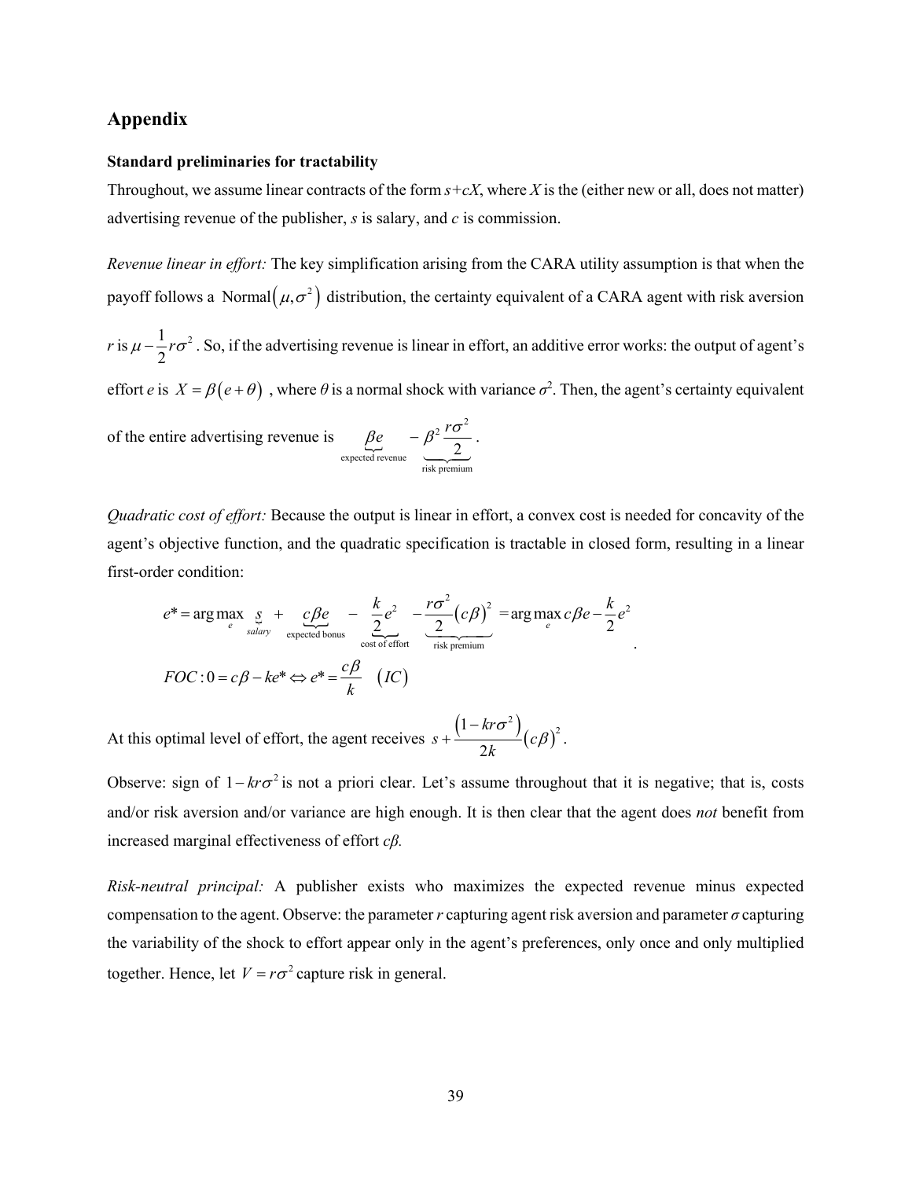## Appendix

### Standard preliminaries for tractability

Throughout, we assume linear contracts of the form $s+cX$, where $X$ is the (either new or all, does not matter) advertising revenue of the publisher, $s$ is salary, and $c$ is commission.

*Revenue linear in effort:* The key simplification arising from the CARA utility assumption is that when the payoff follows a $\text{Normal}\left(\mu,\sigma^2\right)$ distribution, the certainty equivalent of a CARA agent with risk aversion $r$ is $\mu-\frac{1}{2}r\sigma^2$. So, if the advertising revenue is linear in effort, an additive error works: the output of agent's effort $e$ is $X=\beta\left(e+\theta\right)$, where $\theta$ is a normal shock with variance $\sigma^2$. Then, the agent's certainty equivalent of the entire advertising revenue is $\underbrace{\beta e}_{\text{expected revenue}} \underbrace{-\beta^2\frac{r\sigma^2}{2}}_{\text{risk premium}}$.

*Quadratic cost of effort:* Because the output is linear in effort, a convex cost is needed for concavity of the agent's objective function, and the quadratic specification is tractable in closed form, resulting in a linear first-order condition:

$$e^*=\arg\max_e \underbrace{s}_{salary}+\underbrace{c\beta e}_{\text{expected bonus}}-\underbrace{\frac{k}{2}e^2}_{\text{cost of effort}}-\underbrace{\frac{r\sigma^2}{2}\left(c\beta\right)^2}_{\text{risk premium}}=\arg\max_e c\beta e-\frac{k}{2}e^2.$$

$$FOC: 0=c\beta-ke^*\Leftrightarrow e^*=\frac{c\beta}{k}\quad\left(IC\right)$$

At this optimal level of effort, the agent receives $s+\frac{\left(1-kr\sigma^2\right)}{2k}\left(c\beta\right)^2$.

Observe: sign of $1-kr\sigma^2$ is not a priori clear. Let's assume throughout that it is negative; that is, costs and/or risk aversion and/or variance are high enough. It is then clear that the agent does *not* benefit from increased marginal effectiveness of effort *cβ.*

*Risk-neutral principal:* A publisher exists who maximizes the expected revenue minus expected compensation to the agent. Observe: the parameter $r$ capturing agent risk aversion and parameter $\sigma$ capturing the variability of the shock to effort appear only in the agent's preferences, only once and only multiplied together. Hence, let $V=r\sigma^2$ capture risk in general.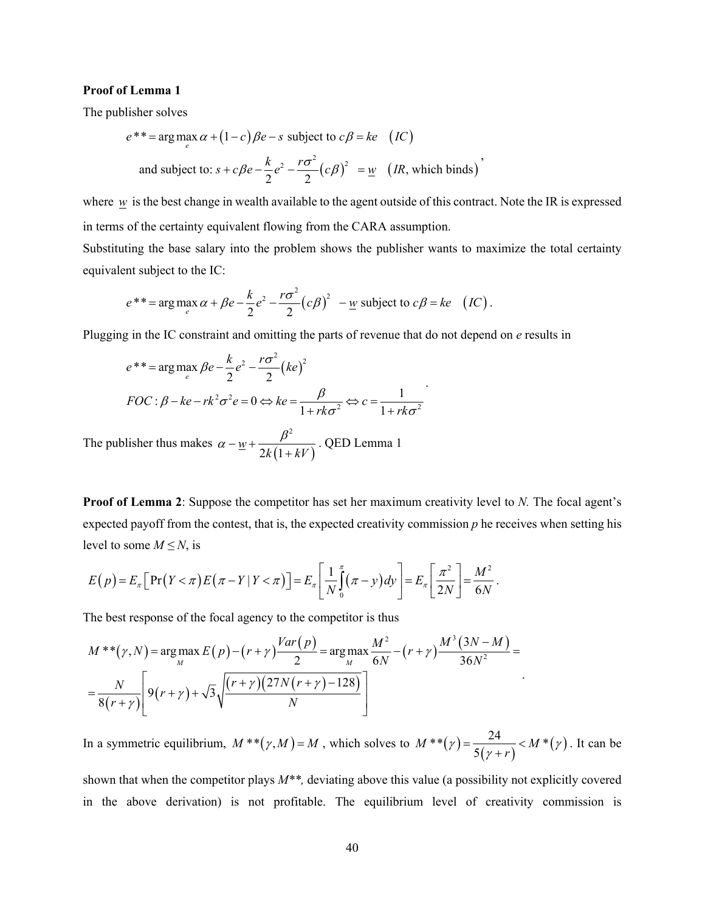**Proof of Lemma 1**

The publisher solves

$$e^{**} = \arg\max_{e} \alpha + (1-c)\beta e - s \text{ subject to } c\beta = ke \quad (IC)$$

$$\text{and subject to: } s + c\beta e - \frac{k}{2}e^2 - \frac{r\sigma^2}{2}(c\beta)^2 \;\; = \underline{w} \quad (IR\text{, which binds}),$$

where $\underline{w}$ is the best change in wealth available to the agent outside of this contract. Note the IR is expressed in terms of the certainty equivalent flowing from the CARA assumption.

Substituting the base salary into the problem shows the publisher wants to maximize the total certainty equivalent subject to the IC:

$$e^{**} = \arg\max_{e} \alpha + \beta e - \frac{k}{2}e^2 - \frac{r\sigma^2}{2}(c\beta)^2 \;\; - \underline{w} \text{ subject to } c\beta = ke \quad (IC).$$

Plugging in the IC constraint and omitting the parts of revenue that do not depend on *e* results in

$$e^{**} = \arg\max_{e} \beta e - \frac{k}{2}e^2 - \frac{r\sigma^2}{2}(ke)^2$$

$$FOC: \beta - ke - rk^2\sigma^2 e = 0 \Leftrightarrow ke = \frac{\beta}{1 + rk\sigma^2} \Leftrightarrow c = \frac{1}{1 + rk\sigma^2}.$$

The publisher thus makes $\alpha - \underline{w} + \dfrac{\beta^2}{2k(1+kV)}$. QED Lemma 1

**Proof of Lemma 2**: Suppose the competitor has set her maximum creativity level to *N.* The focal agent's expected payoff from the contest, that is, the expected creativity commission *p* he receives when setting his level to some $M \leq N$, is

$$E(p) = E_{\pi}\left[\Pr(Y < \pi) E(\pi - Y \mid Y < \pi)\right] = E_{\pi}\left[\frac{1}{N}\int_{0}^{\pi}(\pi - y)\,dy\right] = E_{\pi}\left[\frac{\pi^2}{2N}\right] = \frac{M^2}{6N}.$$

The best response of the focal agency to the competitor is thus

$$M^{**}(\gamma, N) = \arg\max_{M} E(p) - (r+\gamma)\frac{Var(p)}{2} = \arg\max_{M} \frac{M^2}{6N} - (r+\gamma)\frac{M^3(3N - M)}{36N^2} =$$

$$= \frac{N}{8(r+\gamma)}\left[9(r+\gamma) + \sqrt{3}\sqrt{\frac{(r+\gamma)(27N(r+\gamma) - 128)}{N}}\right].$$

In a symmetric equilibrium, $M^{**}(\gamma, M) = M$, which solves to $M^{**}(\gamma) = \dfrac{24}{5(\gamma + r)} < M^{*}(\gamma)$. It can be shown that when the competitor plays *M\*\*,* deviating above this value (a possibility not explicitly covered in the above derivation) is not profitable. The equilibrium level of creativity commission is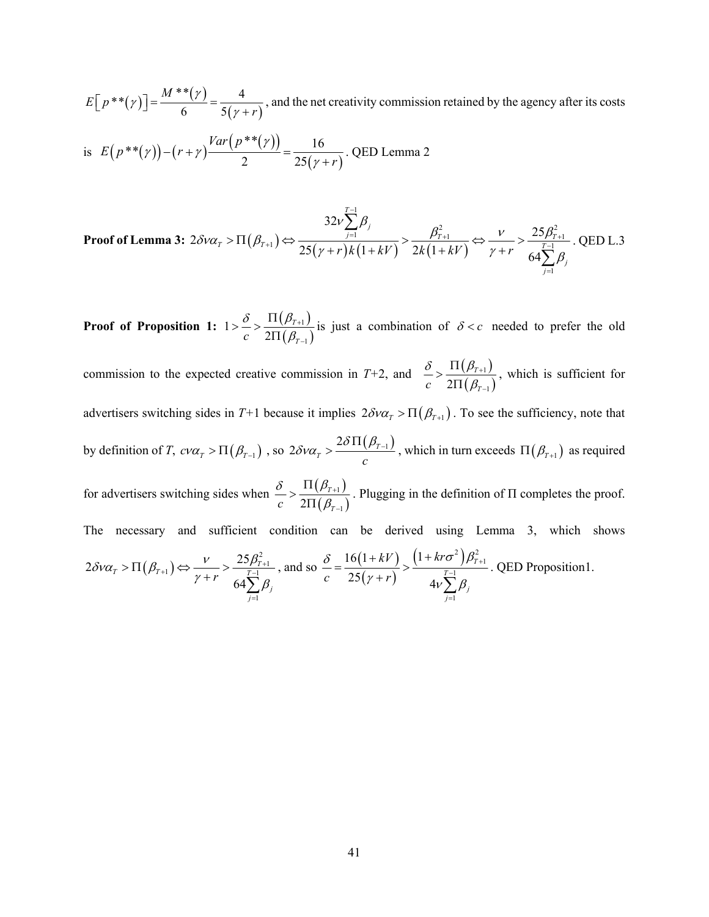$E\left[p^{**}(\gamma)\right]=\dfrac{M^{**}(\gamma)}{6}=\dfrac{4}{5(\gamma+r)}$, and the net creativity commission retained by the agency after its costs is $E\left(p^{**}(\gamma)\right)-(r+\gamma)\dfrac{Var\left(p^{**}(\gamma)\right)}{2}=\dfrac{16}{25(\gamma+r)}$. QED Lemma 2

**Proof of Lemma 3:** $2\delta\nu\alpha_T>\Pi\left(\beta_{T+1}\right)\Leftrightarrow\dfrac{32\nu\sum_{j=1}^{T-1}\beta_j}{25(\gamma+r)k(1+kV)}>\dfrac{\beta_{T+1}^2}{2k(1+kV)}\Leftrightarrow\dfrac{\nu}{\gamma+r}>\dfrac{25\beta_{T+1}^2}{64\sum_{j=1}^{T-1}\beta_j}$. QED L.3

**Proof of Proposition 1:** $1>\dfrac{\delta}{c}>\dfrac{\Pi\left(\beta_{T+1}\right)}{2\Pi\left(\beta_{T-1}\right)}$ is just a combination of $\delta<c$ needed to prefer the old commission to the expected creative commission in $T$+2, and $\dfrac{\delta}{c}>\dfrac{\Pi\left(\beta_{T+1}\right)}{2\Pi\left(\beta_{T-1}\right)}$, which is sufficient for advertisers switching sides in $T$+1 because it implies $2\delta\nu\alpha_T>\Pi\left(\beta_{T+1}\right)$. To see the sufficiency, note that by definition of $T$, $c\nu\alpha_T>\Pi\left(\beta_{T-1}\right)$, so $2\delta\nu\alpha_T>\dfrac{2\delta\Pi\left(\beta_{T-1}\right)}{c}$, which in turn exceeds $\Pi\left(\beta_{T+1}\right)$ as required for advertisers switching sides when $\dfrac{\delta}{c}>\dfrac{\Pi\left(\beta_{T+1}\right)}{2\Pi\left(\beta_{T-1}\right)}$. Plugging in the definition of $\Pi$ completes the proof. The necessary and sufficient condition can be derived using Lemma 3, which shows $2\delta\nu\alpha_T>\Pi\left(\beta_{T+1}\right)\Leftrightarrow\dfrac{\nu}{\gamma+r}>\dfrac{25\beta_{T+1}^2}{64\sum_{j=1}^{T-1}\beta_j}$, and so $\dfrac{\delta}{c}=\dfrac{16(1+kV)}{25(\gamma+r)}>\dfrac{\left(1+kr\sigma^2\right)\beta_{T+1}^2}{4\nu\sum_{j=1}^{T-1}\beta_j}$. QED Proposition1.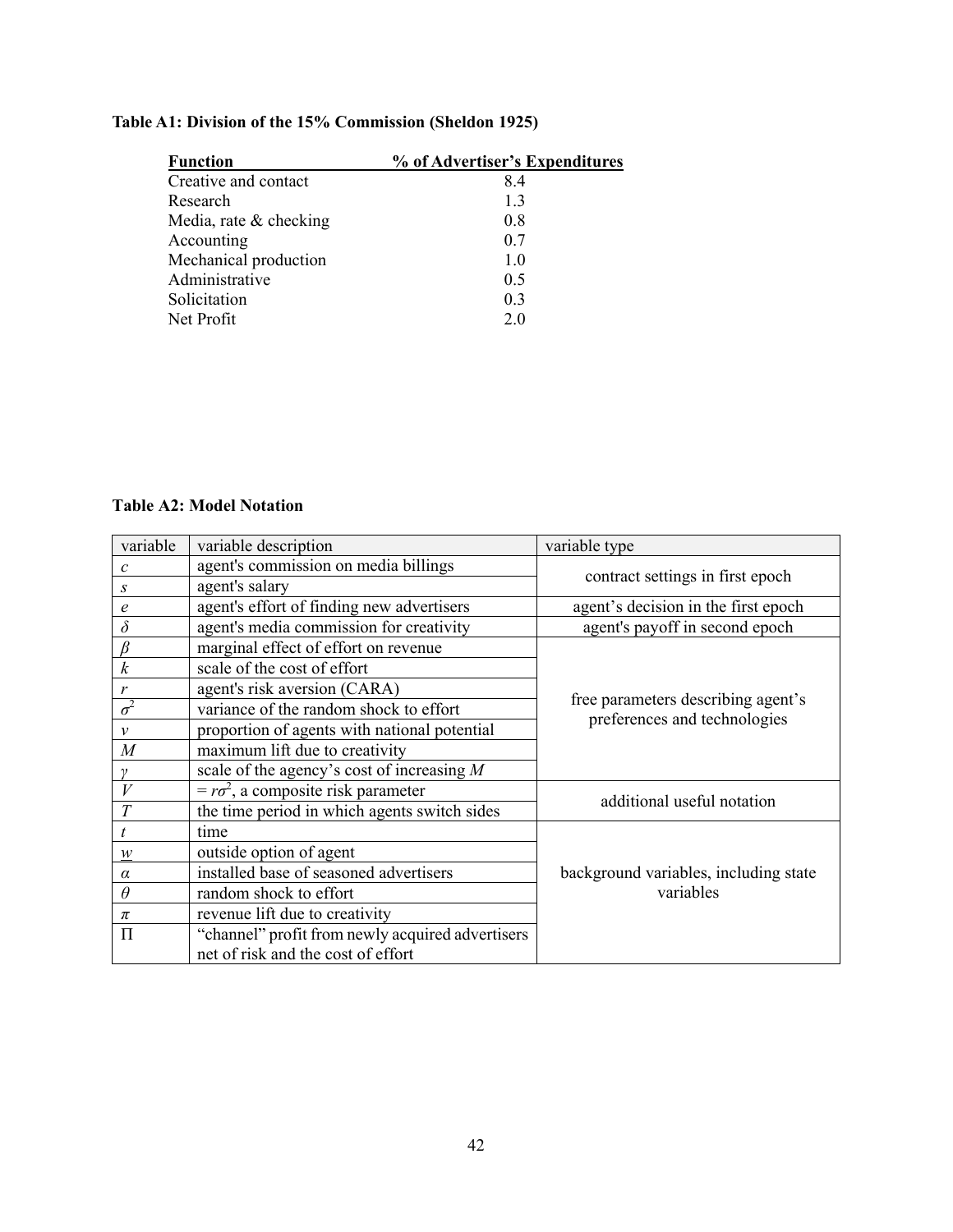**Table A1: Division of the 15% Commission (Sheldon 1925)**

| Function | % of Advertiser's Expenditures |
|---|---|
| Creative and contact | 8.4 |
| Research | 1.3 |
| Media, rate & checking | 0.8 |
| Accounting | 0.7 |
| Mechanical production | 1.0 |
| Administrative | 0.5 |
| Solicitation | 0.3 |
| Net Profit | 2.0 |

**Table A2: Model Notation**

| variable | variable description | variable type |
|---|---|---|
| $c$ | agent's commission on media billings | contract settings in first epoch |
| $s$ | agent's salary | |
| $e$ | agent's effort of finding new advertisers | agent's decision in the first epoch |
| $\delta$ | agent's media commission for creativity | agent's payoff in second epoch |
| $\beta$ | marginal effect of effort on revenue | free parameters describing agent's preferences and technologies |
| $k$ | scale of the cost of effort | |
| $r$ | agent's risk aversion (CARA) | |
| $\sigma^2$ | variance of the random shock to effort | |
| $v$ | proportion of agents with national potential | |
| $M$ | maximum lift due to creativity | |
| $\gamma$ | scale of the agency's cost of increasing $M$ | |
| $V$ | $= r\sigma^2$, a composite risk parameter | additional useful notation |
| $T$ | the time period in which agents switch sides | |
| $t$ | time | background variables, including state variables |
| $\underline{w}$ | outside option of agent | |
| $\alpha$ | installed base of seasoned advertisers | |
| $\theta$ | random shock to effort | |
| $\pi$ | revenue lift due to creativity | |
| $\Pi$ | "channel" profit from newly acquired advertisers net of risk and the cost of effort | |